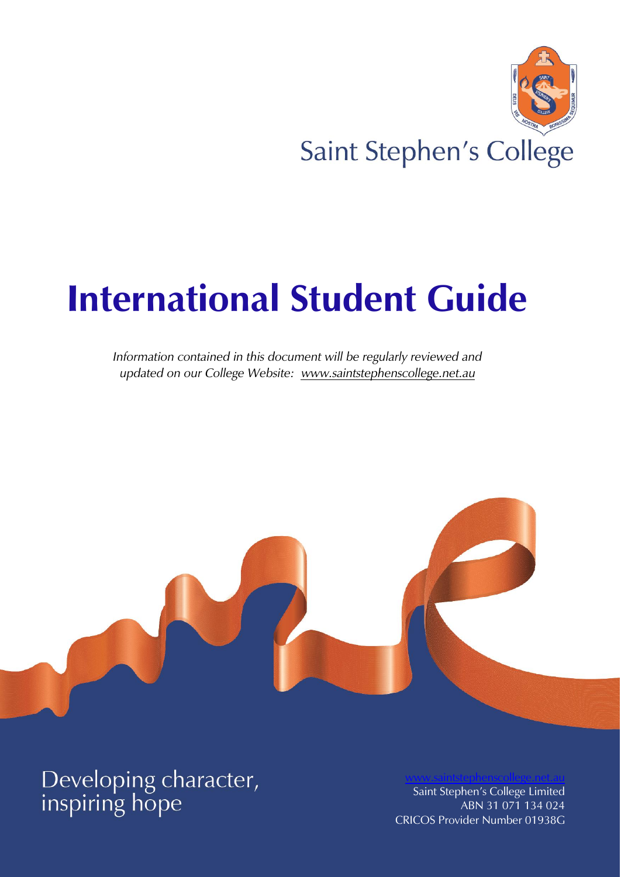Saint Stephen's College

# International Student Guide

*Information contained in this document will be regularly reviewed and updated on our College Website: www.saintstephenscollege.net.au*

Developing character, inspiring hope

www.saintstephenscollege.net.au
Saint Stephen's College Limited
ABN 31 071 134 024
CRICOS Provider Number 01938G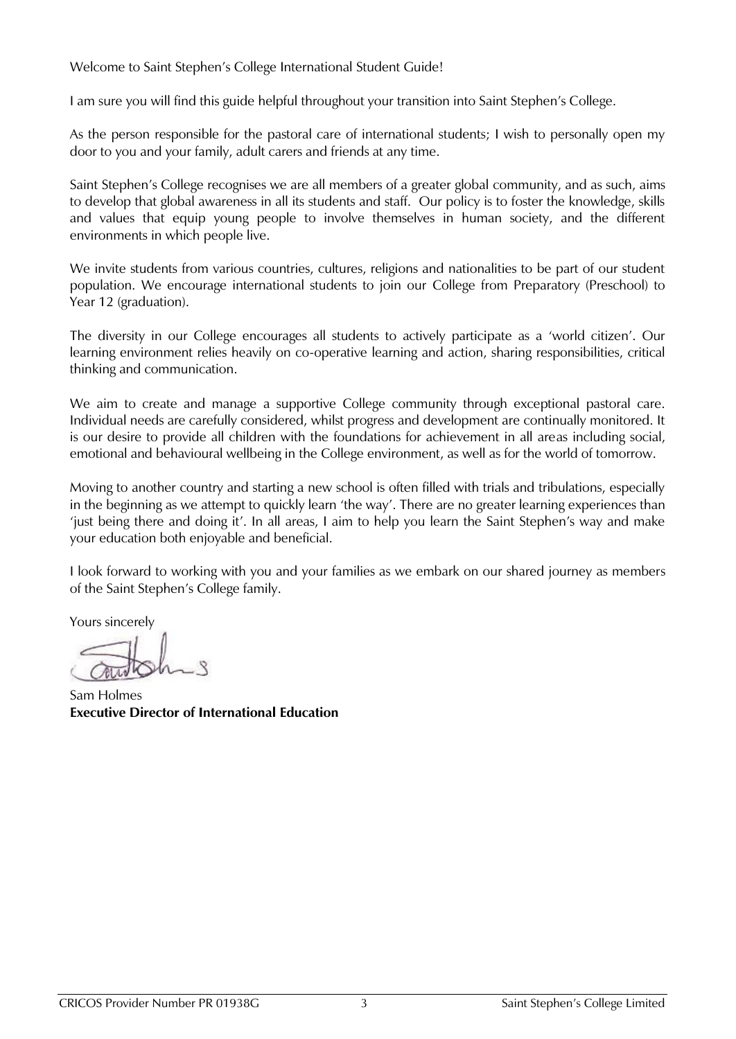Welcome to Saint Stephen's College International Student Guide!

I am sure you will find this guide helpful throughout your transition into Saint Stephen's College.

As the person responsible for the pastoral care of international students; I wish to personally open my door to you and your family, adult carers and friends at any time.

Saint Stephen's College recognises we are all members of a greater global community, and as such, aims to develop that global awareness in all its students and staff. Our policy is to foster the knowledge, skills and values that equip young people to involve themselves in human society, and the different environments in which people live.

We invite students from various countries, cultures, religions and nationalities to be part of our student population. We encourage international students to join our College from Preparatory (Preschool) to Year 12 (graduation).

The diversity in our College encourages all students to actively participate as a 'world citizen'. Our learning environment relies heavily on co-operative learning and action, sharing responsibilities, critical thinking and communication.

We aim to create and manage a supportive College community through exceptional pastoral care. Individual needs are carefully considered, whilst progress and development are continually monitored. It is our desire to provide all children with the foundations for achievement in all areas including social, emotional and behavioural wellbeing in the College environment, as well as for the world of tomorrow.

Moving to another country and starting a new school is often filled with trials and tribulations, especially in the beginning as we attempt to quickly learn 'the way'. There are no greater learning experiences than 'just being there and doing it'. In all areas, I aim to help you learn the Saint Stephen's way and make your education both enjoyable and beneficial.

I look forward to working with you and your families as we embark on our shared journey as members of the Saint Stephen's College family.

Yours sincerely

Sam Holmes
**Executive Director of International Education**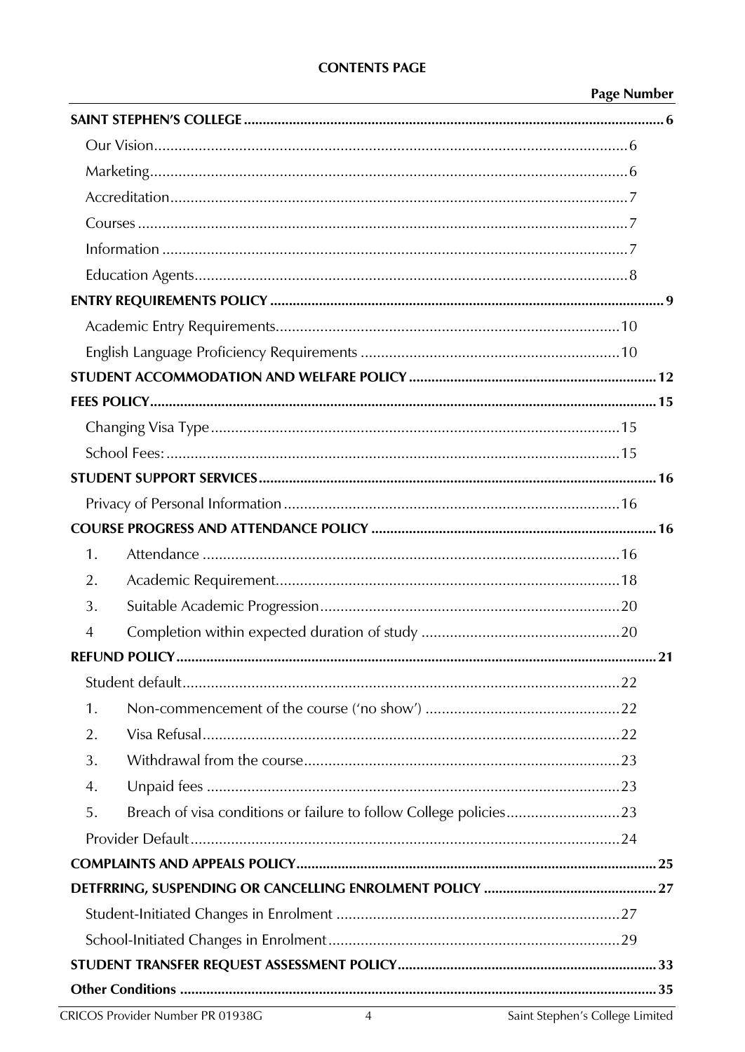**CONTENTS PAGE**

| | Page Number |
|---|---|
| **SAINT STEPHEN'S COLLEGE** | **6** |
| Our Vision | 6 |
| Marketing | 6 |
| Accreditation | 7 |
| Courses | 7 |
| Information | 7 |
| Education Agents | 8 |
| **ENTRY REQUIREMENTS POLICY** | **9** |
| Academic Entry Requirements | 10 |
| English Language Proficiency Requirements | 10 |
| **STUDENT ACCOMMODATION AND WELFARE POLICY** | **12** |
| **FEES POLICY** | **15** |
| Changing Visa Type | 15 |
| School Fees: | 15 |
| **STUDENT SUPPORT SERVICES** | **16** |
| Privacy of Personal Information | 16 |
| **COURSE PROGRESS AND ATTENDANCE POLICY** | **16** |
| 1. Attendance | 16 |
| 2. Academic Requirement | 18 |
| 3. Suitable Academic Progression | 20 |
| 4 Completion within expected duration of study | 20 |
| **REFUND POLICY** | **21** |
| Student default | 22 |
| 1. Non-commencement of the course ('no show') | 22 |
| 2. Visa Refusal | 22 |
| 3. Withdrawal from the course | 23 |
| 4. Unpaid fees | 23 |
| 5. Breach of visa conditions or failure to follow College policies | 23 |
| Provider Default | 24 |
| **COMPLAINTS AND APPEALS POLICY** | **25** |
| **DETFRRING, SUSPENDING OR CANCELLING ENROLMENT POLICY** | **27** |
| Student-Initiated Changes in Enrolment | 27 |
| School-Initiated Changes in Enrolment | 29 |
| **STUDENT TRANSFER REQUEST ASSESSMENT POLICY** | **33** |
| **Other Conditions** | **35** |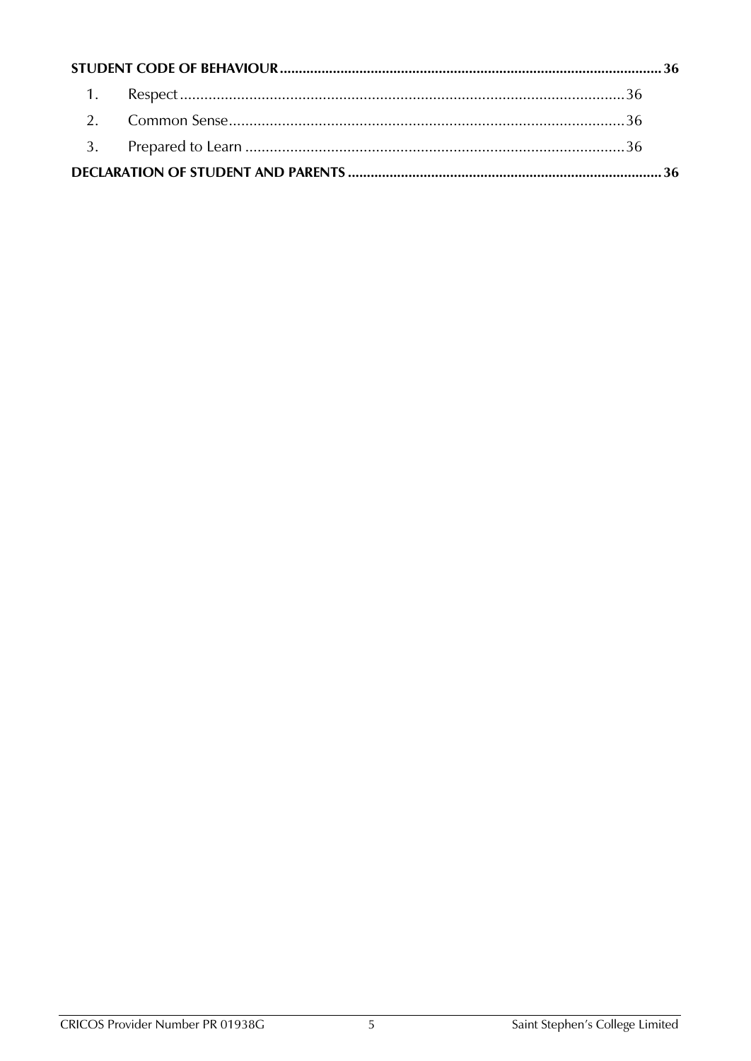**STUDENT CODE OF BEHAVIOUR** .......... **36**

1. Respect .......... 36
2. Common Sense .......... 36
3. Prepared to Learn .......... 36

**DECLARATION OF STUDENT AND PARENTS** .......... **36**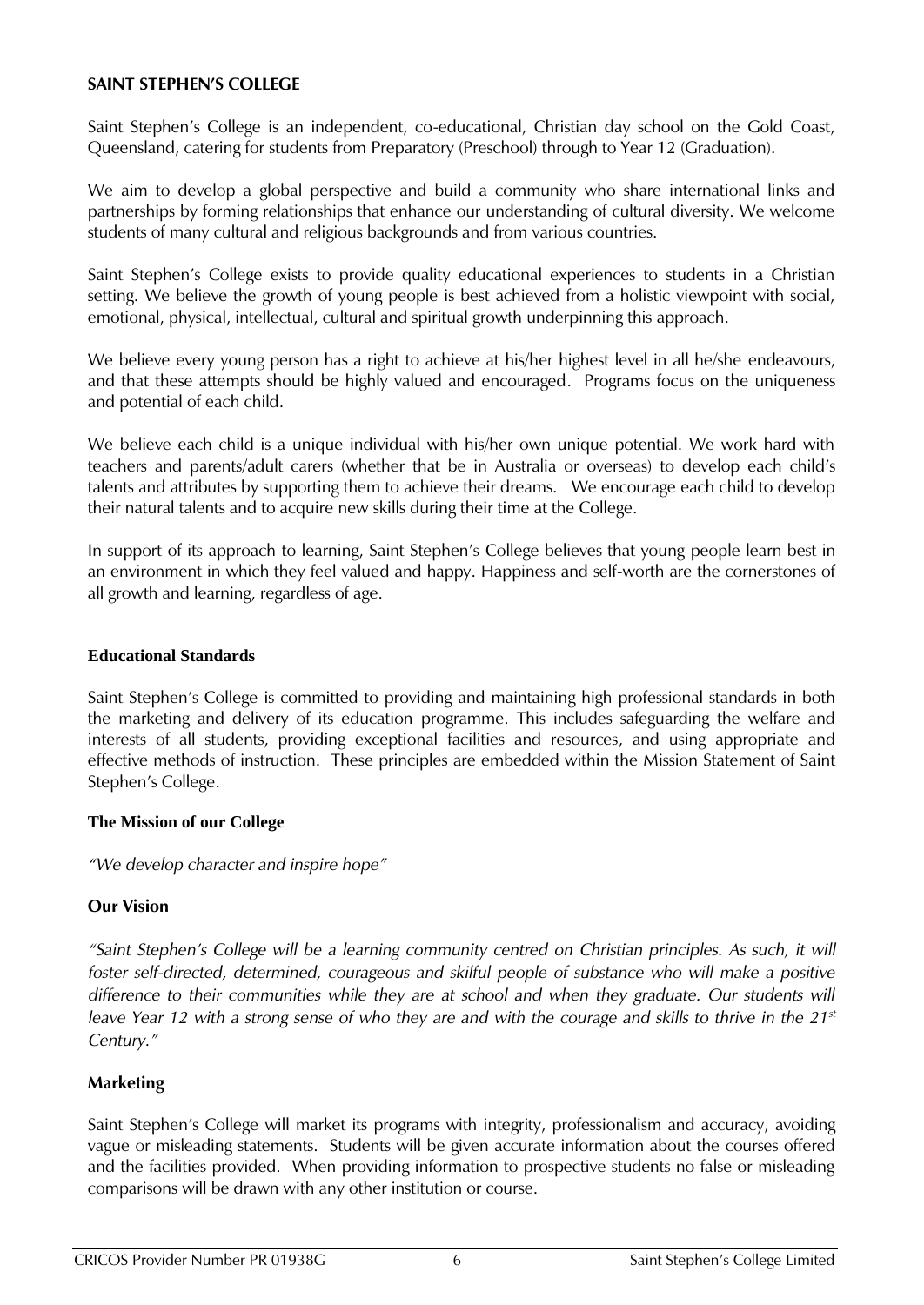## SAINT STEPHEN'S COLLEGE

Saint Stephen's College is an independent, co-educational, Christian day school on the Gold Coast, Queensland, catering for students from Preparatory (Preschool) through to Year 12 (Graduation).

We aim to develop a global perspective and build a community who share international links and partnerships by forming relationships that enhance our understanding of cultural diversity. We welcome students of many cultural and religious backgrounds and from various countries.

Saint Stephen's College exists to provide quality educational experiences to students in a Christian setting. We believe the growth of young people is best achieved from a holistic viewpoint with social, emotional, physical, intellectual, cultural and spiritual growth underpinning this approach.

We believe every young person has a right to achieve at his/her highest level in all he/she endeavours, and that these attempts should be highly valued and encouraged. Programs focus on the uniqueness and potential of each child.

We believe each child is a unique individual with his/her own unique potential. We work hard with teachers and parents/adult carers (whether that be in Australia or overseas) to develop each child's talents and attributes by supporting them to achieve their dreams. We encourage each child to develop their natural talents and to acquire new skills during their time at the College.

In support of its approach to learning, Saint Stephen's College believes that young people learn best in an environment in which they feel valued and happy. Happiness and self-worth are the cornerstones of all growth and learning, regardless of age.

### Educational Standards

Saint Stephen's College is committed to providing and maintaining high professional standards in both the marketing and delivery of its education programme. This includes safeguarding the welfare and interests of all students, providing exceptional facilities and resources, and using appropriate and effective methods of instruction. These principles are embedded within the Mission Statement of Saint Stephen's College.

### The Mission of our College

*"We develop character and inspire hope"*

### Our Vision

*"Saint Stephen's College will be a learning community centred on Christian principles. As such, it will foster self-directed, determined, courageous and skilful people of substance who will make a positive difference to their communities while they are at school and when they graduate. Our students will leave Year 12 with a strong sense of who they are and with the courage and skills to thrive in the 21st Century."*

### Marketing

Saint Stephen's College will market its programs with integrity, professionalism and accuracy, avoiding vague or misleading statements. Students will be given accurate information about the courses offered and the facilities provided. When providing information to prospective students no false or misleading comparisons will be drawn with any other institution or course.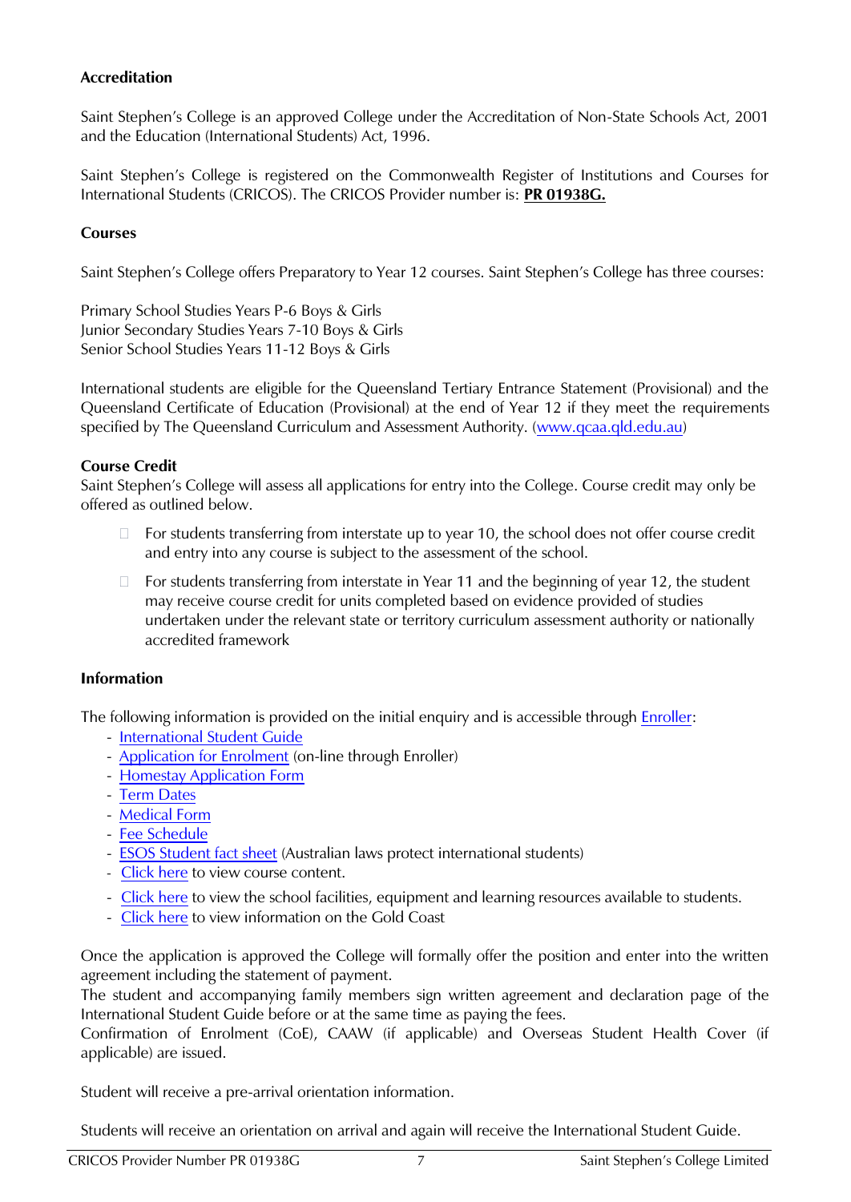**Accreditation**

Saint Stephen's College is an approved College under the Accreditation of Non-State Schools Act, 2001 and the Education (International Students) Act, 1996.

Saint Stephen's College is registered on the Commonwealth Register of Institutions and Courses for International Students (CRICOS). The CRICOS Provider number is: **PR 01938G.**

**Courses**

Saint Stephen's College offers Preparatory to Year 12 courses. Saint Stephen's College has three courses:

Primary School Studies Years P-6 Boys & Girls
Junior Secondary Studies Years 7-10 Boys & Girls
Senior School Studies Years 11-12 Boys & Girls

International students are eligible for the Queensland Tertiary Entrance Statement (Provisional) and the Queensland Certificate of Education (Provisional) at the end of Year 12 if they meet the requirements specified by The Queensland Curriculum and Assessment Authority. (www.qcaa.qld.edu.au)

**Course Credit**

Saint Stephen's College will assess all applications for entry into the College. Course credit may only be offered as outlined below.

- For students transferring from interstate up to year 10, the school does not offer course credit and entry into any course is subject to the assessment of the school.
- For students transferring from interstate in Year 11 and the beginning of year 12, the student may receive course credit for units completed based on evidence provided of studies undertaken under the relevant state or territory curriculum assessment authority or nationally accredited framework

**Information**

The following information is provided on the initial enquiry and is accessible through Enroller:

- International Student Guide
- Application for Enrolment (on-line through Enroller)
- Homestay Application Form
- Term Dates
- Medical Form
- Fee Schedule
- ESOS Student fact sheet (Australian laws protect international students)
- Click here to view course content.
- Click here to view the school facilities, equipment and learning resources available to students.
- Click here to view information on the Gold Coast

Once the application is approved the College will formally offer the position and enter into the written agreement including the statement of payment.
The student and accompanying family members sign written agreement and declaration page of the International Student Guide before or at the same time as paying the fees.
Confirmation of Enrolment (CoE), CAAW (if applicable) and Overseas Student Health Cover (if applicable) are issued.

Student will receive a pre-arrival orientation information.

Students will receive an orientation on arrival and again will receive the International Student Guide.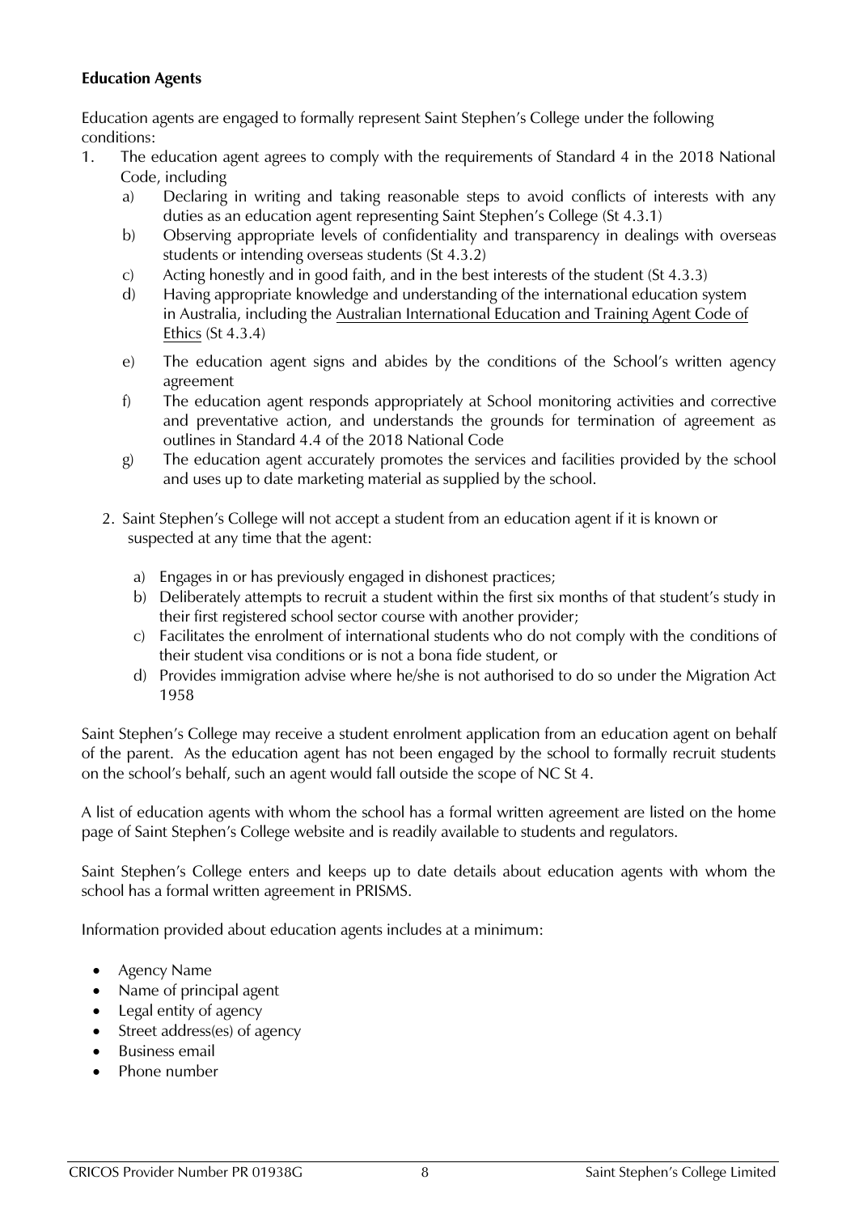**Education Agents**

Education agents are engaged to formally represent Saint Stephen's College under the following conditions:

1. The education agent agrees to comply with the requirements of Standard 4 in the 2018 National Code, including
   a) Declaring in writing and taking reasonable steps to avoid conflicts of interests with any duties as an education agent representing Saint Stephen's College (St 4.3.1)
   b) Observing appropriate levels of confidentiality and transparency in dealings with overseas students or intending overseas students (St 4.3.2)
   c) Acting honestly and in good faith, and in the best interests of the student (St 4.3.3)
   d) Having appropriate knowledge and understanding of the international education system in Australia, including the Australian International Education and Training Agent Code of Ethics (St 4.3.4)
   e) The education agent signs and abides by the conditions of the School's written agency agreement
   f) The education agent responds appropriately at School monitoring activities and corrective and preventative action, and understands the grounds for termination of agreement as outlines in Standard 4.4 of the 2018 National Code
   g) The education agent accurately promotes the services and facilities provided by the school and uses up to date marketing material as supplied by the school.

2. Saint Stephen's College will not accept a student from an education agent if it is known or suspected at any time that the agent:
   a) Engages in or has previously engaged in dishonest practices;
   b) Deliberately attempts to recruit a student within the first six months of that student's study in their first registered school sector course with another provider;
   c) Facilitates the enrolment of international students who do not comply with the conditions of their student visa conditions or is not a bona fide student, or
   d) Provides immigration advise where he/she is not authorised to do so under the Migration Act 1958

Saint Stephen's College may receive a student enrolment application from an education agent on behalf of the parent. As the education agent has not been engaged by the school to formally recruit students on the school's behalf, such an agent would fall outside the scope of NC St 4.

A list of education agents with whom the school has a formal written agreement are listed on the home page of Saint Stephen's College website and is readily available to students and regulators.

Saint Stephen's College enters and keeps up to date details about education agents with whom the school has a formal written agreement in PRISMS.

Information provided about education agents includes at a minimum:

- Agency Name
- Name of principal agent
- Legal entity of agency
- Street address(es) of agency
- Business email
- Phone number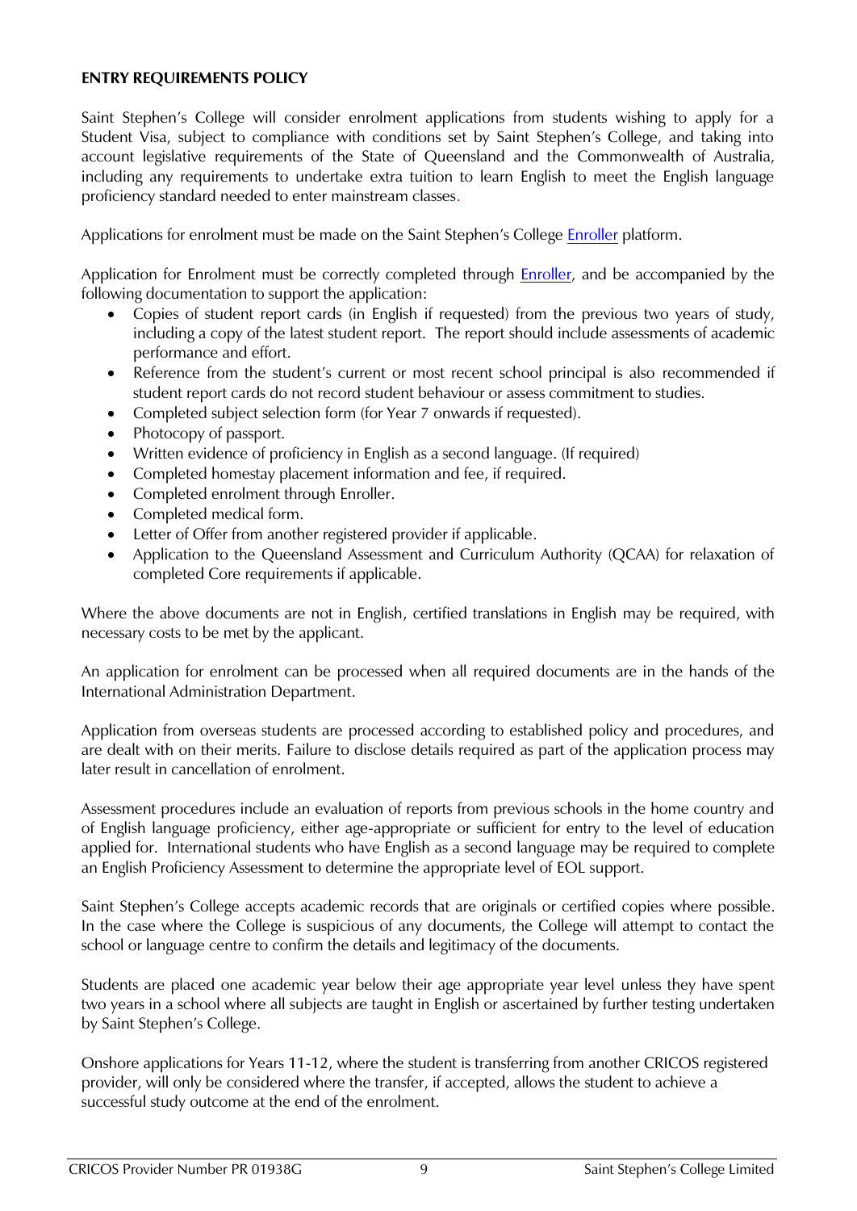**ENTRY REQUIREMENTS POLICY**

Saint Stephen's College will consider enrolment applications from students wishing to apply for a Student Visa, subject to compliance with conditions set by Saint Stephen's College, and taking into account legislative requirements of the State of Queensland and the Commonwealth of Australia, including any requirements to undertake extra tuition to learn English to meet the English language proficiency standard needed to enter mainstream classes.

Applications for enrolment must be made on the Saint Stephen's College Enroller platform.

Application for Enrolment must be correctly completed through Enroller, and be accompanied by the following documentation to support the application:

- Copies of student report cards (in English if requested) from the previous two years of study, including a copy of the latest student report. The report should include assessments of academic performance and effort.
- Reference from the student's current or most recent school principal is also recommended if student report cards do not record student behaviour or assess commitment to studies.
- Completed subject selection form (for Year 7 onwards if requested).
- Photocopy of passport.
- Written evidence of proficiency in English as a second language. (If required)
- Completed homestay placement information and fee, if required.
- Completed enrolment through Enroller.
- Completed medical form.
- Letter of Offer from another registered provider if applicable.
- Application to the Queensland Assessment and Curriculum Authority (QCAA) for relaxation of completed Core requirements if applicable.

Where the above documents are not in English, certified translations in English may be required, with necessary costs to be met by the applicant.

An application for enrolment can be processed when all required documents are in the hands of the International Administration Department.

Application from overseas students are processed according to established policy and procedures, and are dealt with on their merits. Failure to disclose details required as part of the application process may later result in cancellation of enrolment.

Assessment procedures include an evaluation of reports from previous schools in the home country and of English language proficiency, either age-appropriate or sufficient for entry to the level of education applied for. International students who have English as a second language may be required to complete an English Proficiency Assessment to determine the appropriate level of EOL support.

Saint Stephen's College accepts academic records that are originals or certified copies where possible. In the case where the College is suspicious of any documents, the College will attempt to contact the school or language centre to confirm the details and legitimacy of the documents.

Students are placed one academic year below their age appropriate year level unless they have spent two years in a school where all subjects are taught in English or ascertained by further testing undertaken by Saint Stephen's College.

Onshore applications for Years 11-12, where the student is transferring from another CRICOS registered provider, will only be considered where the transfer, if accepted, allows the student to achieve a successful study outcome at the end of the enrolment.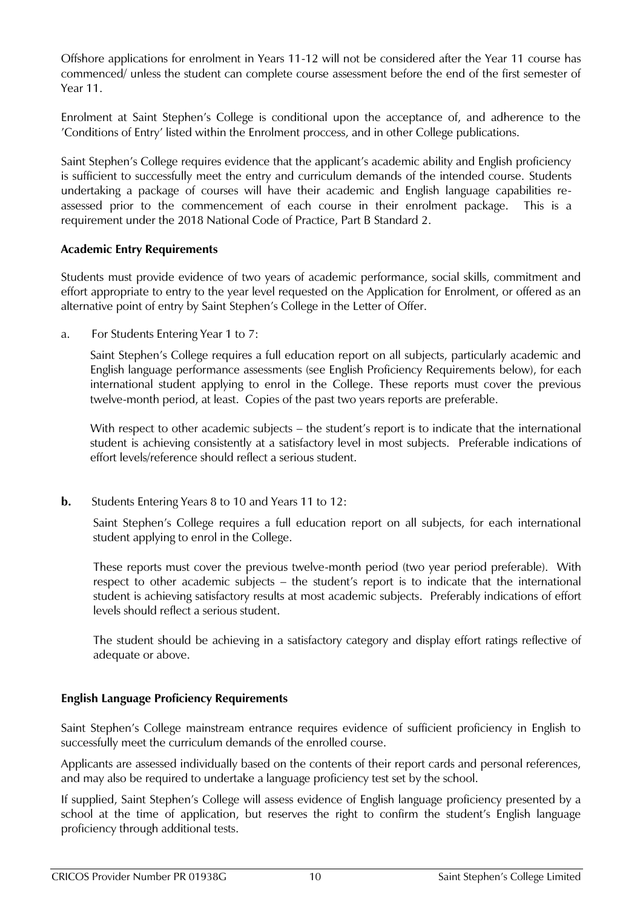Offshore applications for enrolment in Years 11-12 will not be considered after the Year 11 course has commenced/ unless the student can complete course assessment before the end of the first semester of Year 11.

Enrolment at Saint Stephen's College is conditional upon the acceptance of, and adherence to the 'Conditions of Entry' listed within the Enrolment proccess, and in other College publications.

Saint Stephen's College requires evidence that the applicant's academic ability and English proficiency is sufficient to successfully meet the entry and curriculum demands of the intended course. Students undertaking a package of courses will have their academic and English language capabilities re-assessed prior to the commencement of each course in their enrolment package. This is a requirement under the 2018 National Code of Practice, Part B Standard 2.

**Academic Entry Requirements**

Students must provide evidence of two years of academic performance, social skills, commitment and effort appropriate to entry to the year level requested on the Application for Enrolment, or offered as an alternative point of entry by Saint Stephen's College in the Letter of Offer.

a. For Students Entering Year 1 to 7:

Saint Stephen's College requires a full education report on all subjects, particularly academic and English language performance assessments (see English Proficiency Requirements below), for each international student applying to enrol in the College. These reports must cover the previous twelve-month period, at least. Copies of the past two years reports are preferable.

With respect to other academic subjects – the student's report is to indicate that the international student is achieving consistently at a satisfactory level in most subjects. Preferable indications of effort levels/reference should reflect a serious student.

**b.** Students Entering Years 8 to 10 and Years 11 to 12:

Saint Stephen's College requires a full education report on all subjects, for each international student applying to enrol in the College.

These reports must cover the previous twelve-month period (two year period preferable). With respect to other academic subjects – the student's report is to indicate that the international student is achieving satisfactory results at most academic subjects. Preferably indications of effort levels should reflect a serious student.

The student should be achieving in a satisfactory category and display effort ratings reflective of adequate or above.

**English Language Proficiency Requirements**

Saint Stephen's College mainstream entrance requires evidence of sufficient proficiency in English to successfully meet the curriculum demands of the enrolled course.

Applicants are assessed individually based on the contents of their report cards and personal references, and may also be required to undertake a language proficiency test set by the school.

If supplied, Saint Stephen's College will assess evidence of English language proficiency presented by a school at the time of application, but reserves the right to confirm the student's English language proficiency through additional tests.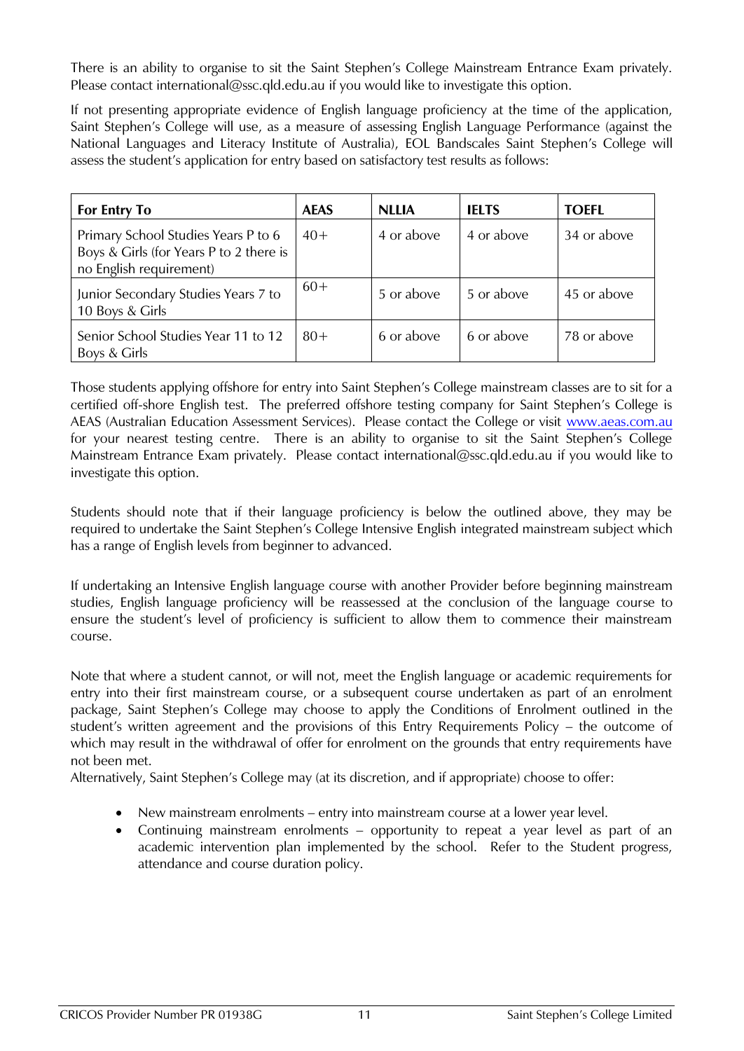There is an ability to organise to sit the Saint Stephen's College Mainstream Entrance Exam privately. Please contact international@ssc.qld.edu.au if you would like to investigate this option.

If not presenting appropriate evidence of English language proficiency at the time of the application, Saint Stephen's College will use, as a measure of assessing English Language Performance (against the National Languages and Literacy Institute of Australia), EOL Bandscales Saint Stephen's College will assess the student's application for entry based on satisfactory test results as follows:

| For Entry To | AEAS | NLLIA | IELTS | TOEFL |
|---|---|---|---|---|
| Primary School Studies Years P to 6 Boys & Girls (for Years P to 2 there is no English requirement) | 40+ | 4 or above | 4 or above | 34 or above |
| Junior Secondary Studies Years 7 to 10 Boys & Girls | 60+ | 5 or above | 5 or above | 45 or above |
| Senior School Studies Year 11 to 12 Boys & Girls | 80+ | 6 or above | 6 or above | 78 or above |

Those students applying offshore for entry into Saint Stephen's College mainstream classes are to sit for a certified off-shore English test. The preferred offshore testing company for Saint Stephen's College is AEAS (Australian Education Assessment Services). Please contact the College or visit www.aeas.com.au for your nearest testing centre. There is an ability to organise to sit the Saint Stephen's College Mainstream Entrance Exam privately. Please contact international@ssc.qld.edu.au if you would like to investigate this option.

Students should note that if their language proficiency is below the outlined above, they may be required to undertake the Saint Stephen's College Intensive English integrated mainstream subject which has a range of English levels from beginner to advanced.

If undertaking an Intensive English language course with another Provider before beginning mainstream studies, English language proficiency will be reassessed at the conclusion of the language course to ensure the student's level of proficiency is sufficient to allow them to commence their mainstream course.

Note that where a student cannot, or will not, meet the English language or academic requirements for entry into their first mainstream course, or a subsequent course undertaken as part of an enrolment package, Saint Stephen's College may choose to apply the Conditions of Enrolment outlined in the student's written agreement and the provisions of this Entry Requirements Policy – the outcome of which may result in the withdrawal of offer for enrolment on the grounds that entry requirements have not been met.
Alternatively, Saint Stephen's College may (at its discretion, and if appropriate) choose to offer:

- New mainstream enrolments – entry into mainstream course at a lower year level.
- Continuing mainstream enrolments – opportunity to repeat a year level as part of an academic intervention plan implemented by the school. Refer to the Student progress, attendance and course duration policy.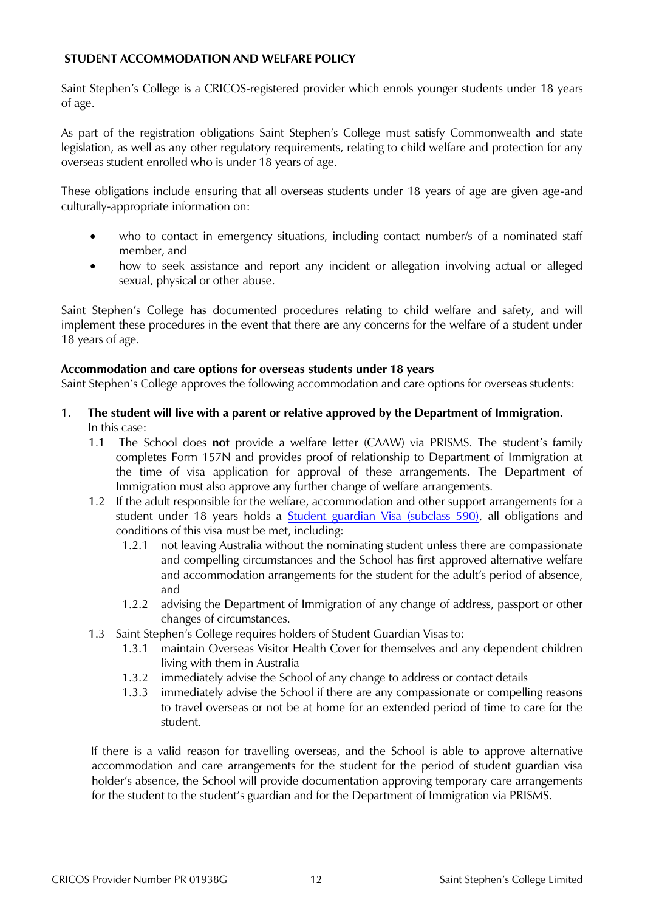## STUDENT ACCOMMODATION AND WELFARE POLICY

Saint Stephen's College is a CRICOS-registered provider which enrols younger students under 18 years of age.

As part of the registration obligations Saint Stephen's College must satisfy Commonwealth and state legislation, as well as any other regulatory requirements, relating to child welfare and protection for any overseas student enrolled who is under 18 years of age.

These obligations include ensuring that all overseas students under 18 years of age are given age-and culturally-appropriate information on:

- who to contact in emergency situations, including contact number/s of a nominated staff member, and
- how to seek assistance and report any incident or allegation involving actual or alleged sexual, physical or other abuse.

Saint Stephen's College has documented procedures relating to child welfare and safety, and will implement these procedures in the event that there are any concerns for the welfare of a student under 18 years of age.

**Accommodation and care options for overseas students under 18 years**

Saint Stephen's College approves the following accommodation and care options for overseas students:

1. **The student will live with a parent or relative approved by the Department of Immigration.** In this case:
   - 1.1 The School does **not** provide a welfare letter (CAAW) via PRISMS. The student's family completes Form 157N and provides proof of relationship to Department of Immigration at the time of visa application for approval of these arrangements. The Department of Immigration must also approve any further change of welfare arrangements.
   - 1.2 If the adult responsible for the welfare, accommodation and other support arrangements for a student under 18 years holds a Student guardian Visa (subclass 590), all obligations and conditions of this visa must be met, including:
     - 1.2.1 not leaving Australia without the nominating student unless there are compassionate and compelling circumstances and the School has first approved alternative welfare and accommodation arrangements for the student for the adult's period of absence, and
     - 1.2.2 advising the Department of Immigration of any change of address, passport or other changes of circumstances.
   - 1.3 Saint Stephen's College requires holders of Student Guardian Visas to:
     - 1.3.1 maintain Overseas Visitor Health Cover for themselves and any dependent children living with them in Australia
     - 1.3.2 immediately advise the School of any change to address or contact details
     - 1.3.3 immediately advise the School if there are any compassionate or compelling reasons to travel overseas or not be at home for an extended period of time to care for the student.

   If there is a valid reason for travelling overseas, and the School is able to approve alternative accommodation and care arrangements for the student for the period of student guardian visa holder's absence, the School will provide documentation approving temporary care arrangements for the student to the student's guardian and for the Department of Immigration via PRISMS.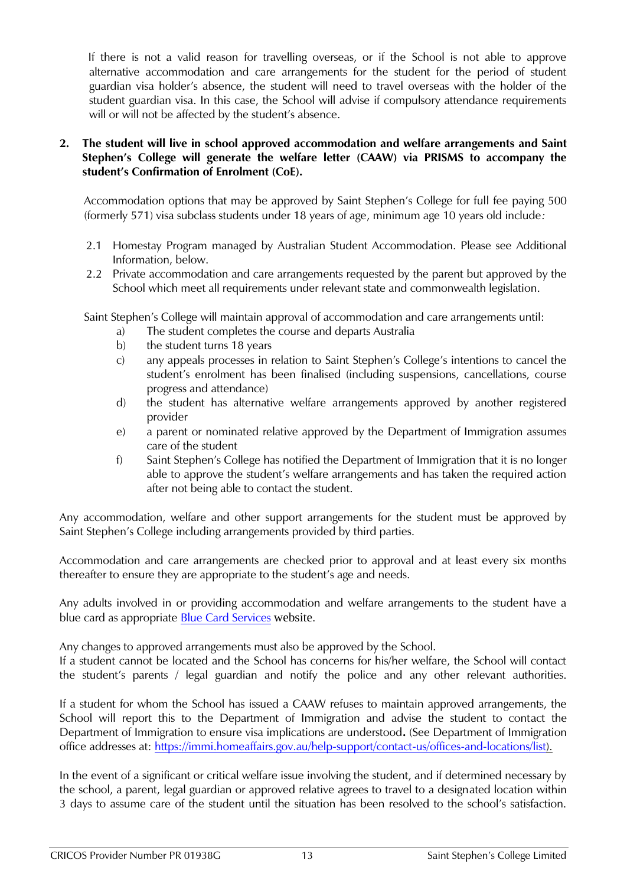If there is not a valid reason for travelling overseas, or if the School is not able to approve alternative accommodation and care arrangements for the student for the period of student guardian visa holder's absence, the student will need to travel overseas with the holder of the student guardian visa. In this case, the School will advise if compulsory attendance requirements will or will not be affected by the student's absence.

**2. The student will live in school approved accommodation and welfare arrangements and Saint Stephen's College will generate the welfare letter (CAAW) via PRISMS to accompany the student's Confirmation of Enrolment (CoE).**

Accommodation options that may be approved by Saint Stephen's College for full fee paying 500 (formerly 571) visa subclass students under 18 years of age, minimum age 10 years old include*:*

2.1 Homestay Program managed by Australian Student Accommodation. Please see Additional Information, below.

2.2 Private accommodation and care arrangements requested by the parent but approved by the School which meet all requirements under relevant state and commonwealth legislation.

Saint Stephen's College will maintain approval of accommodation and care arrangements until:

a) The student completes the course and departs Australia
b) the student turns 18 years
c) any appeals processes in relation to Saint Stephen's College's intentions to cancel the student's enrolment has been finalised (including suspensions, cancellations, course progress and attendance)
d) the student has alternative welfare arrangements approved by another registered provider
e) a parent or nominated relative approved by the Department of Immigration assumes care of the student
f) Saint Stephen's College has notified the Department of Immigration that it is no longer able to approve the student's welfare arrangements and has taken the required action after not being able to contact the student.

Any accommodation, welfare and other support arrangements for the student must be approved by Saint Stephen's College including arrangements provided by third parties.

Accommodation and care arrangements are checked prior to approval and at least every six months thereafter to ensure they are appropriate to the student's age and needs.

Any adults involved in or providing accommodation and welfare arrangements to the student have a blue card as appropriate [Blue Card Services](#) website.

Any changes to approved arrangements must also be approved by the School.
If a student cannot be located and the School has concerns for his/her welfare, the School will contact the student's parents / legal guardian and notify the police and any other relevant authorities.

If a student for whom the School has issued a CAAW refuses to maintain approved arrangements, the School will report this to the Department of Immigration and advise the student to contact the Department of Immigration to ensure visa implications are understood**.** (See Department of Immigration office addresses at: https://immi.homeaffairs.gov.au/help-support/contact-us/offices-and-locations/list).

In the event of a significant or critical welfare issue involving the student, and if determined necessary by the school, a parent, legal guardian or approved relative agrees to travel to a designated location within 3 days to assume care of the student until the situation has been resolved to the school's satisfaction.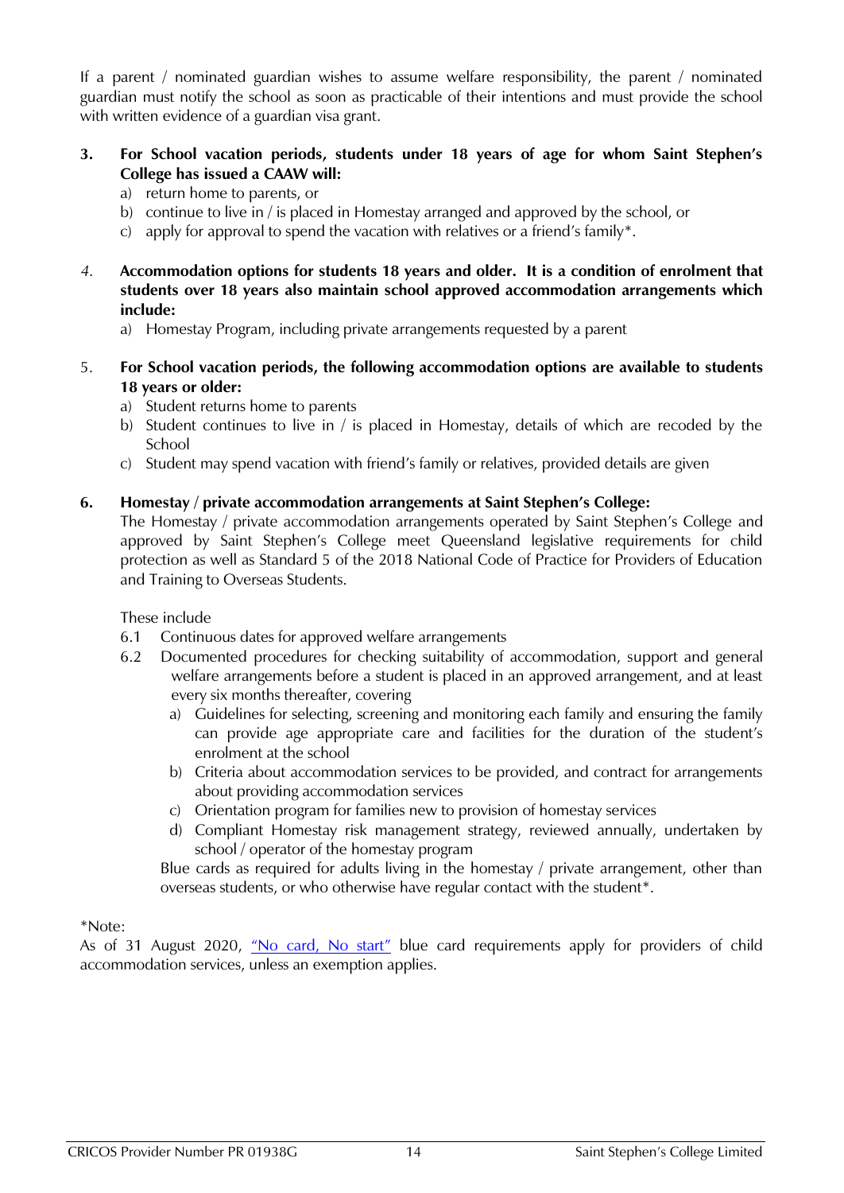If a parent / nominated guardian wishes to assume welfare responsibility, the parent / nominated guardian must notify the school as soon as practicable of their intentions and must provide the school with written evidence of a guardian visa grant.

3. **For School vacation periods, students under 18 years of age for whom Saint Stephen's College has issued a CAAW will:**
   a) return home to parents, or
   b) continue to live in / is placed in Homestay arranged and approved by the school, or
   c) apply for approval to spend the vacation with relatives or a friend's family*.

4. **Accommodation options for students 18 years and older. It is a condition of enrolment that students over 18 years also maintain school approved accommodation arrangements which include:**
   a) Homestay Program, including private arrangements requested by a parent

5. **For School vacation periods, the following accommodation options are available to students 18 years or older:**
   a) Student returns home to parents
   b) Student continues to live in / is placed in Homestay, details of which are recoded by the School
   c) Student may spend vacation with friend's family or relatives, provided details are given

6. **Homestay / private accommodation arrangements at Saint Stephen's College:**
   The Homestay / private accommodation arrangements operated by Saint Stephen's College and approved by Saint Stephen's College meet Queensland legislative requirements for child protection as well as Standard 5 of the 2018 National Code of Practice for Providers of Education and Training to Overseas Students.

   These include
   6.1 Continuous dates for approved welfare arrangements
   6.2 Documented procedures for checking suitability of accommodation, support and general welfare arrangements before a student is placed in an approved arrangement, and at least every six months thereafter, covering
      a) Guidelines for selecting, screening and monitoring each family and ensuring the family can provide age appropriate care and facilities for the duration of the student's enrolment at the school
      b) Criteria about accommodation services to be provided, and contract for arrangements about providing accommodation services
      c) Orientation program for families new to provision of homestay services
      d) Compliant Homestay risk management strategy, reviewed annually, undertaken by school / operator of the homestay program

   Blue cards as required for adults living in the homestay / private arrangement, other than overseas students, or who otherwise have regular contact with the student*.

*Note:
As of 31 August 2020, "No card, No start" blue card requirements apply for providers of child accommodation services, unless an exemption applies.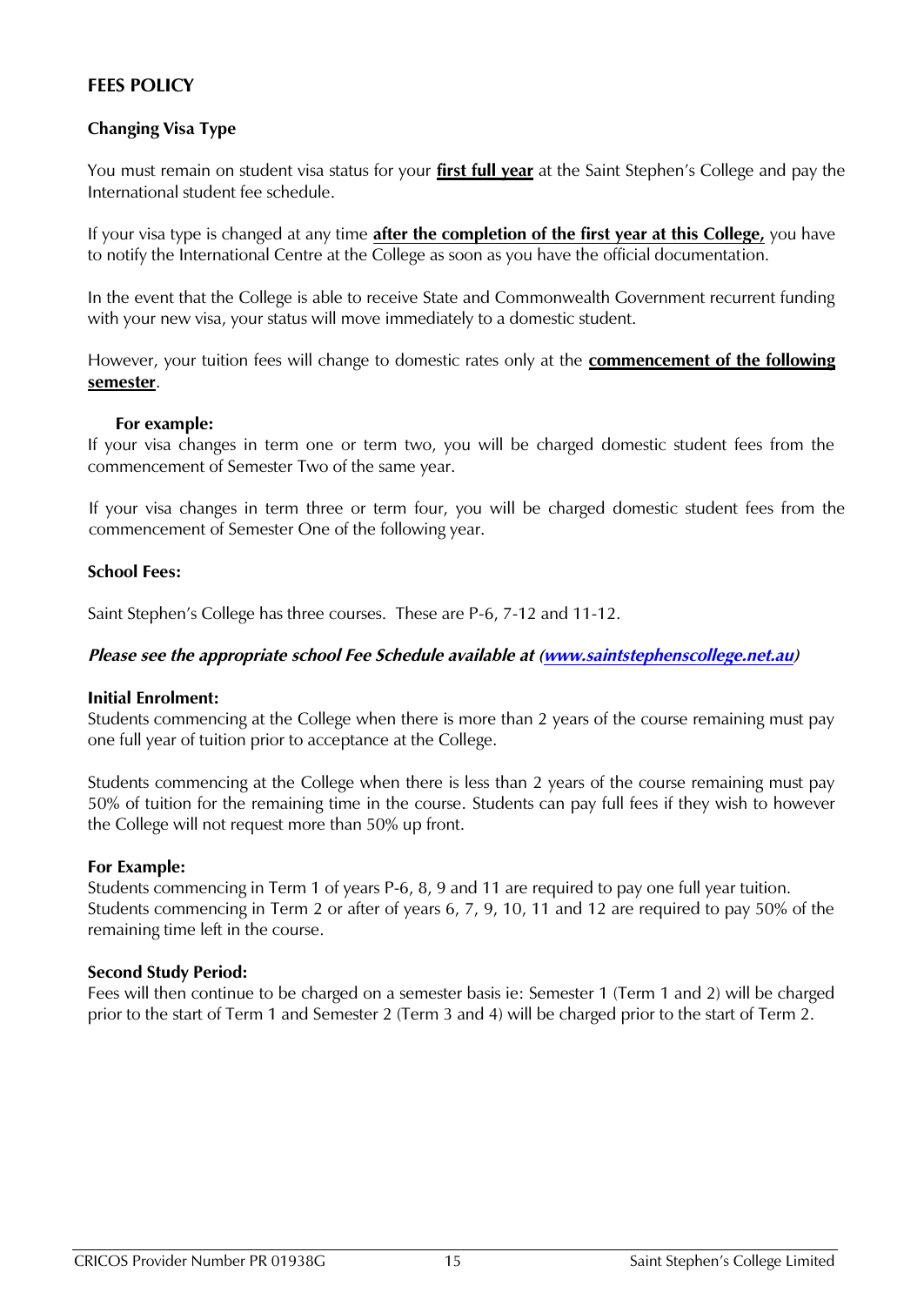## FEES POLICY

### Changing Visa Type

You must remain on student visa status for your **first full year** at the Saint Stephen's College and pay the International student fee schedule.

If your visa type is changed at any time **after the completion of the first year at this College,** you have to notify the International Centre at the College as soon as you have the official documentation.

In the event that the College is able to receive State and Commonwealth Government recurrent funding with your new visa, your status will move immediately to a domestic student.

However, your tuition fees will change to domestic rates only at the **commencement of the following semester**.

**For example:**

If your visa changes in term one or term two, you will be charged domestic student fees from the commencement of Semester Two of the same year.

If your visa changes in term three or term four, you will be charged domestic student fees from the commencement of Semester One of the following year.

### School Fees:

Saint Stephen's College has three courses. These are P-6, 7-12 and 11-12.

***Please see the appropriate school Fee Schedule available at (www.saintstephenscollege.net.au)***

**Initial Enrolment:**

Students commencing at the College when there is more than 2 years of the course remaining must pay one full year of tuition prior to acceptance at the College.

Students commencing at the College when there is less than 2 years of the course remaining must pay 50% of tuition for the remaining time in the course. Students can pay full fees if they wish to however the College will not request more than 50% up front.

**For Example:**

Students commencing in Term 1 of years P-6, 8, 9 and 11 are required to pay one full year tuition. Students commencing in Term 2 or after of years 6, 7, 9, 10, 11 and 12 are required to pay 50% of the remaining time left in the course.

**Second Study Period:**

Fees will then continue to be charged on a semester basis ie: Semester 1 (Term 1 and 2) will be charged prior to the start of Term 1 and Semester 2 (Term 3 and 4) will be charged prior to the start of Term 2.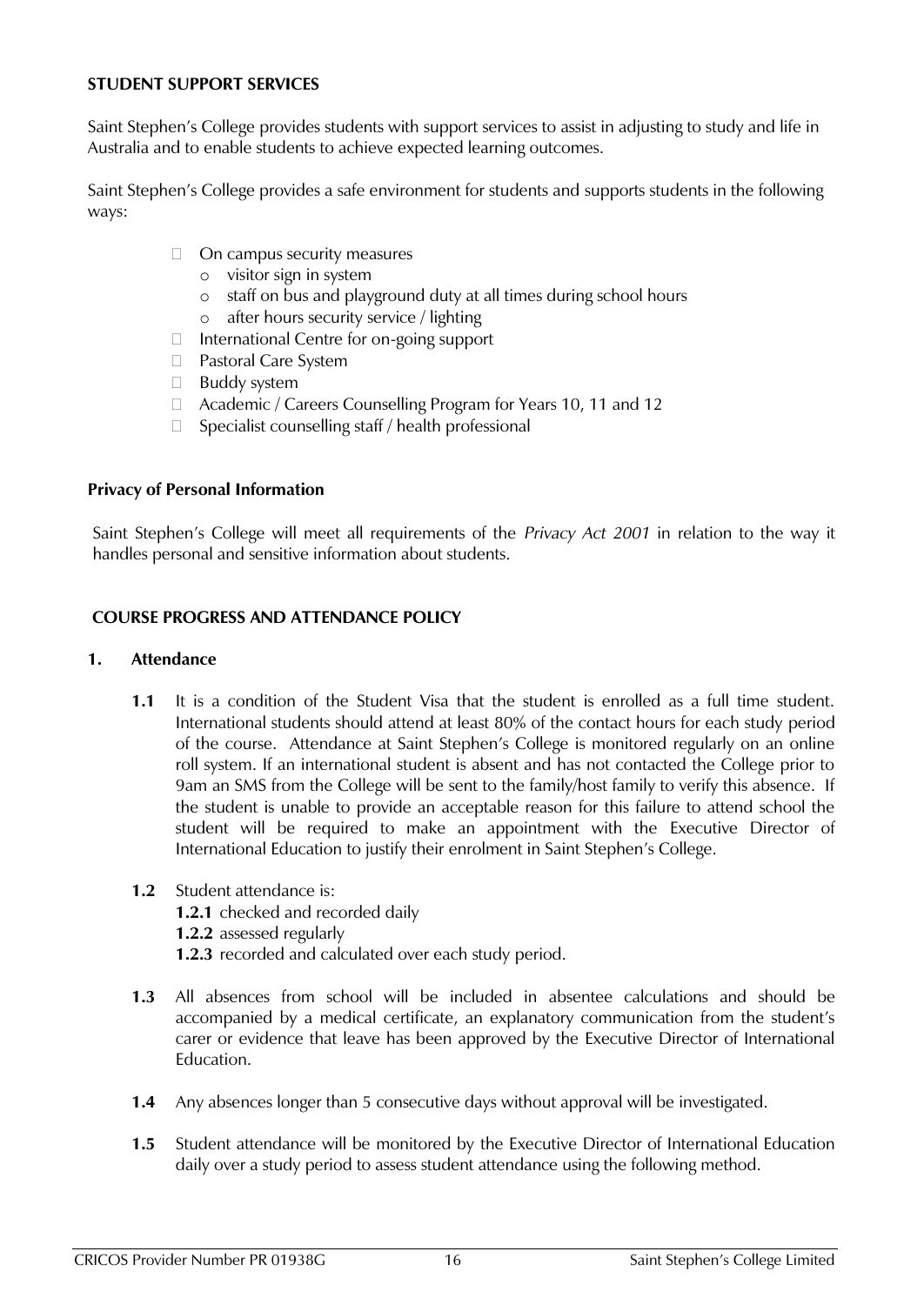## STUDENT SUPPORT SERVICES

Saint Stephen's College provides students with support services to assist in adjusting to study and life in Australia and to enable students to achieve expected learning outcomes.

Saint Stephen's College provides a safe environment for students and supports students in the following ways:

- On campus security measures
  - visitor sign in system
  - staff on bus and playground duty at all times during school hours
  - after hours security service / lighting
- International Centre for on-going support
- Pastoral Care System
- Buddy system
- Academic / Careers Counselling Program for Years 10, 11 and 12
- Specialist counselling staff / health professional

### Privacy of Personal Information

Saint Stephen's College will meet all requirements of the *Privacy Act 2001* in relation to the way it handles personal and sensitive information about students.

## COURSE PROGRESS AND ATTENDANCE POLICY

### 1. Attendance

**1.1** It is a condition of the Student Visa that the student is enrolled as a full time student. International students should attend at least 80% of the contact hours for each study period of the course. Attendance at Saint Stephen's College is monitored regularly on an online roll system. If an international student is absent and has not contacted the College prior to 9am an SMS from the College will be sent to the family/host family to verify this absence. If the student is unable to provide an acceptable reason for this failure to attend school the student will be required to make an appointment with the Executive Director of International Education to justify their enrolment in Saint Stephen's College.

**1.2** Student attendance is:

**1.2.1** checked and recorded daily

**1.2.2** assessed regularly

**1.2.3** recorded and calculated over each study period.

**1.3** All absences from school will be included in absentee calculations and should be accompanied by a medical certificate, an explanatory communication from the student's carer or evidence that leave has been approved by the Executive Director of International Education.

**1.4** Any absences longer than 5 consecutive days without approval will be investigated.

**1.5** Student attendance will be monitored by the Executive Director of International Education daily over a study period to assess student attendance using the following method.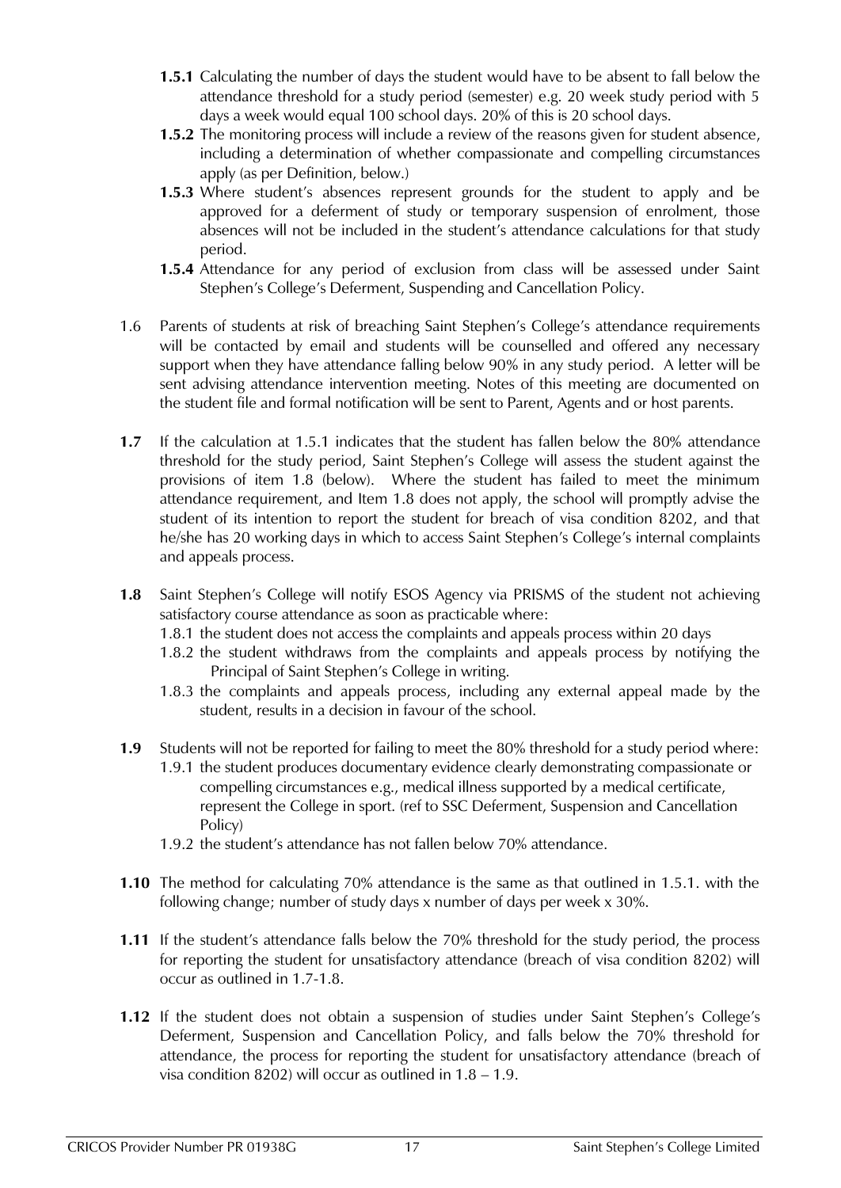**1.5.1** Calculating the number of days the student would have to be absent to fall below the attendance threshold for a study period (semester) e.g. 20 week study period with 5 days a week would equal 100 school days. 20% of this is 20 school days.

**1.5.2** The monitoring process will include a review of the reasons given for student absence, including a determination of whether compassionate and compelling circumstances apply (as per Definition, below.)

**1.5.3** Where student's absences represent grounds for the student to apply and be approved for a deferment of study or temporary suspension of enrolment, those absences will not be included in the student's attendance calculations for that study period.

**1.5.4** Attendance for any period of exclusion from class will be assessed under Saint Stephen's College's Deferment, Suspending and Cancellation Policy.

1.6 Parents of students at risk of breaching Saint Stephen's College's attendance requirements will be contacted by email and students will be counselled and offered any necessary support when they have attendance falling below 90% in any study period. A letter will be sent advising attendance intervention meeting. Notes of this meeting are documented on the student file and formal notification will be sent to Parent, Agents and or host parents.

**1.7** If the calculation at 1.5.1 indicates that the student has fallen below the 80% attendance threshold for the study period, Saint Stephen's College will assess the student against the provisions of item 1.8 (below). Where the student has failed to meet the minimum attendance requirement, and Item 1.8 does not apply, the school will promptly advise the student of its intention to report the student for breach of visa condition 8202, and that he/she has 20 working days in which to access Saint Stephen's College's internal complaints and appeals process.

**1.8** Saint Stephen's College will notify ESOS Agency via PRISMS of the student not achieving satisfactory course attendance as soon as practicable where:

1.8.1 the student does not access the complaints and appeals process within 20 days

1.8.2 the student withdraws from the complaints and appeals process by notifying the Principal of Saint Stephen's College in writing.

1.8.3 the complaints and appeals process, including any external appeal made by the student, results in a decision in favour of the school.

**1.9** Students will not be reported for failing to meet the 80% threshold for a study period where:

1.9.1 the student produces documentary evidence clearly demonstrating compassionate or compelling circumstances e.g., medical illness supported by a medical certificate, represent the College in sport. (ref to SSC Deferment, Suspension and Cancellation Policy)

1.9.2 the student's attendance has not fallen below 70% attendance.

**1.10** The method for calculating 70% attendance is the same as that outlined in 1.5.1. with the following change; number of study days x number of days per week x 30%.

**1.11** If the student's attendance falls below the 70% threshold for the study period, the process for reporting the student for unsatisfactory attendance (breach of visa condition 8202) will occur as outlined in 1.7-1.8.

**1.12** If the student does not obtain a suspension of studies under Saint Stephen's College's Deferment, Suspension and Cancellation Policy, and falls below the 70% threshold for attendance, the process for reporting the student for unsatisfactory attendance (breach of visa condition 8202) will occur as outlined in 1.8 – 1.9.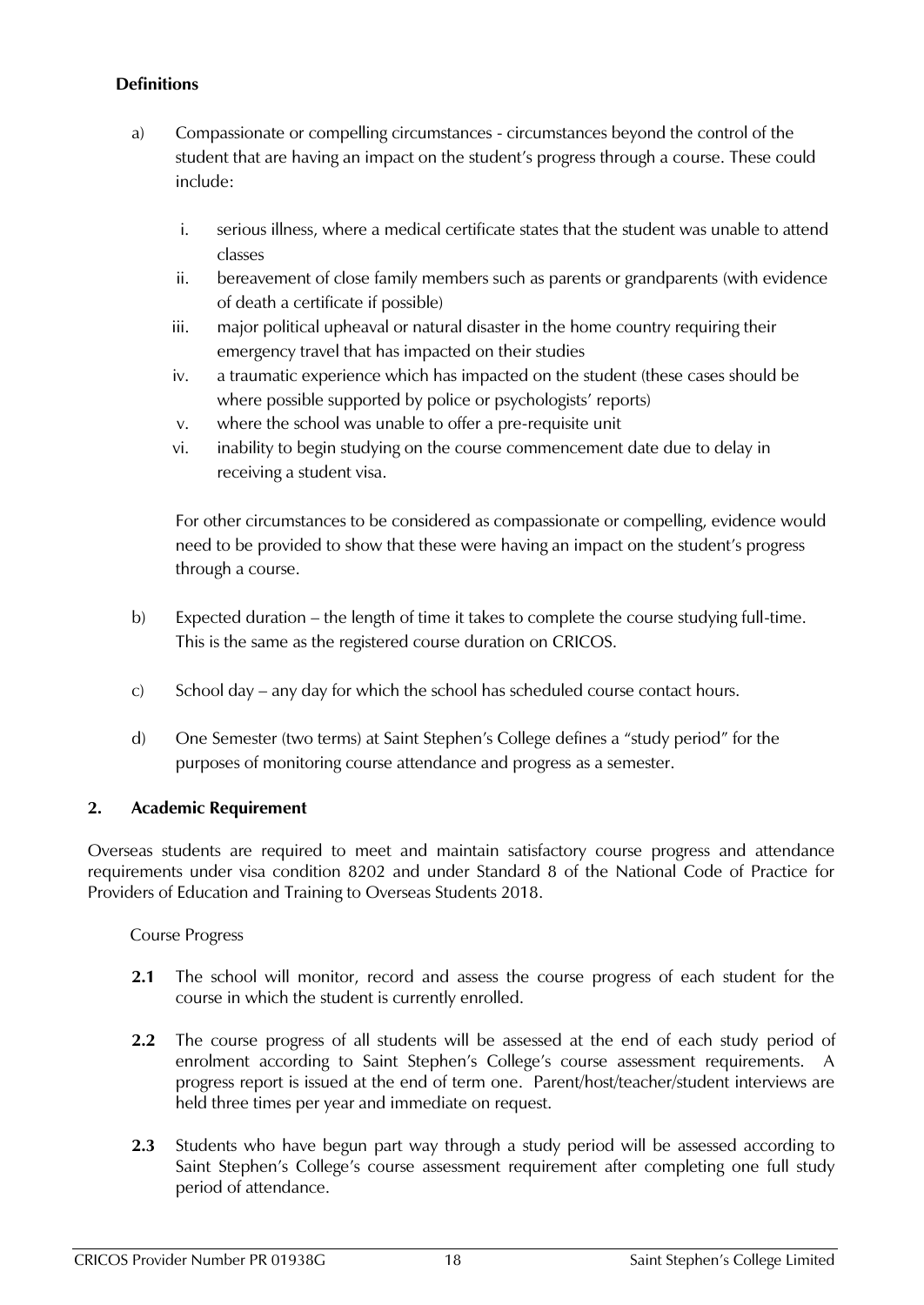**Definitions**

a) Compassionate or compelling circumstances - circumstances beyond the control of the student that are having an impact on the student's progress through a course. These could include:

   i. serious illness, where a medical certificate states that the student was unable to attend classes
   ii. bereavement of close family members such as parents or grandparents (with evidence of death a certificate if possible)
   iii. major political upheaval or natural disaster in the home country requiring their emergency travel that has impacted on their studies
   iv. a traumatic experience which has impacted on the student (these cases should be where possible supported by police or psychologists' reports)
   v. where the school was unable to offer a pre-requisite unit
   vi. inability to begin studying on the course commencement date due to delay in receiving a student visa.

   For other circumstances to be considered as compassionate or compelling, evidence would need to be provided to show that these were having an impact on the student's progress through a course.

b) Expected duration – the length of time it takes to complete the course studying full-time. This is the same as the registered course duration on CRICOS.

c) School day – any day for which the school has scheduled course contact hours.

d) One Semester (two terms) at Saint Stephen's College defines a "study period" for the purposes of monitoring course attendance and progress as a semester.

## 2. Academic Requirement

Overseas students are required to meet and maintain satisfactory course progress and attendance requirements under visa condition 8202 and under Standard 8 of the National Code of Practice for Providers of Education and Training to Overseas Students 2018.

Course Progress

**2.1** The school will monitor, record and assess the course progress of each student for the course in which the student is currently enrolled.

**2.2** The course progress of all students will be assessed at the end of each study period of enrolment according to Saint Stephen's College's course assessment requirements. A progress report is issued at the end of term one. Parent/host/teacher/student interviews are held three times per year and immediate on request.

**2.3** Students who have begun part way through a study period will be assessed according to Saint Stephen's College's course assessment requirement after completing one full study period of attendance.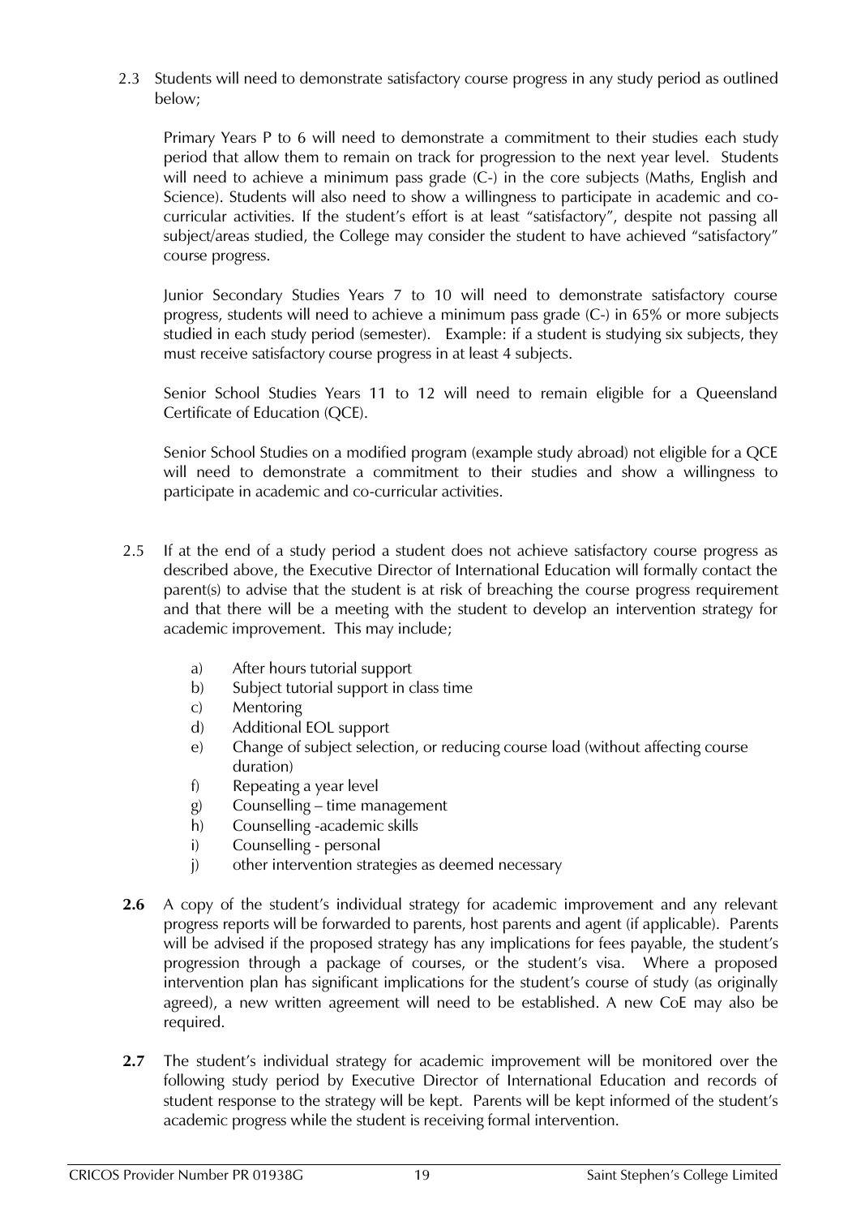2.3 Students will need to demonstrate satisfactory course progress in any study period as outlined below;

Primary Years P to 6 will need to demonstrate a commitment to their studies each study period that allow them to remain on track for progression to the next year level. Students will need to achieve a minimum pass grade (C-) in the core subjects (Maths, English and Science). Students will also need to show a willingness to participate in academic and co-curricular activities. If the student's effort is at least "satisfactory", despite not passing all subject/areas studied, the College may consider the student to have achieved "satisfactory" course progress.

Junior Secondary Studies Years 7 to 10 will need to demonstrate satisfactory course progress, students will need to achieve a minimum pass grade (C-) in 65% or more subjects studied in each study period (semester). Example: if a student is studying six subjects, they must receive satisfactory course progress in at least 4 subjects.

Senior School Studies Years 11 to 12 will need to remain eligible for a Queensland Certificate of Education (QCE).

Senior School Studies on a modified program (example study abroad) not eligible for a QCE will need to demonstrate a commitment to their studies and show a willingness to participate in academic and co-curricular activities.

2.5 If at the end of a study period a student does not achieve satisfactory course progress as described above, the Executive Director of International Education will formally contact the parent(s) to advise that the student is at risk of breaching the course progress requirement and that there will be a meeting with the student to develop an intervention strategy for academic improvement. This may include;

a) After hours tutorial support
b) Subject tutorial support in class time
c) Mentoring
d) Additional EOL support
e) Change of subject selection, or reducing course load (without affecting course duration)
f) Repeating a year level
g) Counselling – time management
h) Counselling -academic skills
i) Counselling - personal
j) other intervention strategies as deemed necessary

**2.6** A copy of the student's individual strategy for academic improvement and any relevant progress reports will be forwarded to parents, host parents and agent (if applicable). Parents will be advised if the proposed strategy has any implications for fees payable, the student's progression through a package of courses, or the student's visa. Where a proposed intervention plan has significant implications for the student's course of study (as originally agreed), a new written agreement will need to be established. A new CoE may also be required.

**2.7** The student's individual strategy for academic improvement will be monitored over the following study period by Executive Director of International Education and records of student response to the strategy will be kept. Parents will be kept informed of the student's academic progress while the student is receiving formal intervention.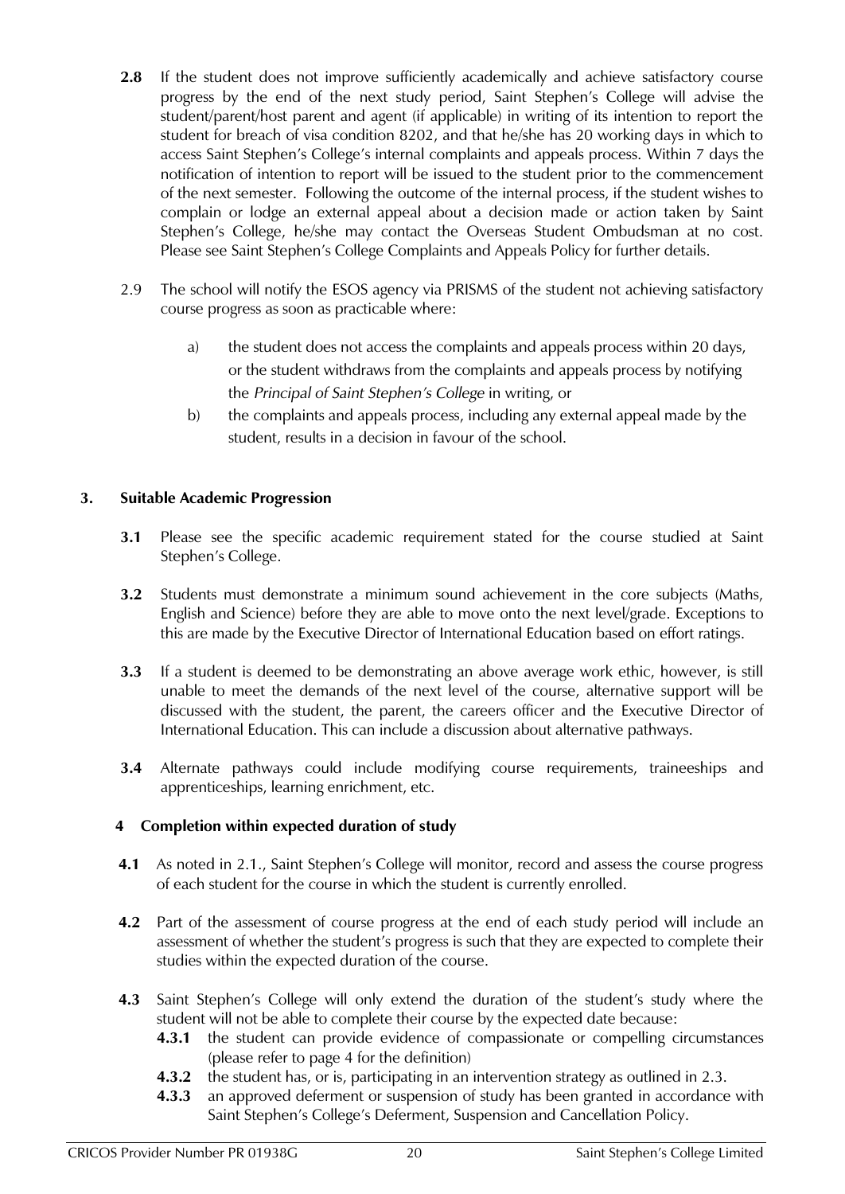**2.8** If the student does not improve sufficiently academically and achieve satisfactory course progress by the end of the next study period, Saint Stephen's College will advise the student/parent/host parent and agent (if applicable) in writing of its intention to report the student for breach of visa condition 8202, and that he/she has 20 working days in which to access Saint Stephen's College's internal complaints and appeals process. Within 7 days the notification of intention to report will be issued to the student prior to the commencement of the next semester. Following the outcome of the internal process, if the student wishes to complain or lodge an external appeal about a decision made or action taken by Saint Stephen's College, he/she may contact the Overseas Student Ombudsman at no cost. Please see Saint Stephen's College Complaints and Appeals Policy for further details.

2.9 The school will notify the ESOS agency via PRISMS of the student not achieving satisfactory course progress as soon as practicable where:

a) the student does not access the complaints and appeals process within 20 days, or the student withdraws from the complaints and appeals process by notifying the *Principal of Saint Stephen's College* in writing, or

b) the complaints and appeals process, including any external appeal made by the student, results in a decision in favour of the school.

### 3. Suitable Academic Progression

**3.1** Please see the specific academic requirement stated for the course studied at Saint Stephen's College.

**3.2** Students must demonstrate a minimum sound achievement in the core subjects (Maths, English and Science) before they are able to move onto the next level/grade. Exceptions to this are made by the Executive Director of International Education based on effort ratings.

**3.3** If a student is deemed to be demonstrating an above average work ethic, however, is still unable to meet the demands of the next level of the course, alternative support will be discussed with the student, the parent, the careers officer and the Executive Director of International Education. This can include a discussion about alternative pathways.

**3.4** Alternate pathways could include modifying course requirements, traineeships and apprenticeships, learning enrichment, etc.

### 4 Completion within expected duration of study

**4.1** As noted in 2.1., Saint Stephen's College will monitor, record and assess the course progress of each student for the course in which the student is currently enrolled.

**4.2** Part of the assessment of course progress at the end of each study period will include an assessment of whether the student's progress is such that they are expected to complete their studies within the expected duration of the course.

**4.3** Saint Stephen's College will only extend the duration of the student's study where the student will not be able to complete their course by the expected date because:

**4.3.1** the student can provide evidence of compassionate or compelling circumstances (please refer to page 4 for the definition)

**4.3.2** the student has, or is, participating in an intervention strategy as outlined in 2.3.

**4.3.3** an approved deferment or suspension of study has been granted in accordance with Saint Stephen's College's Deferment, Suspension and Cancellation Policy.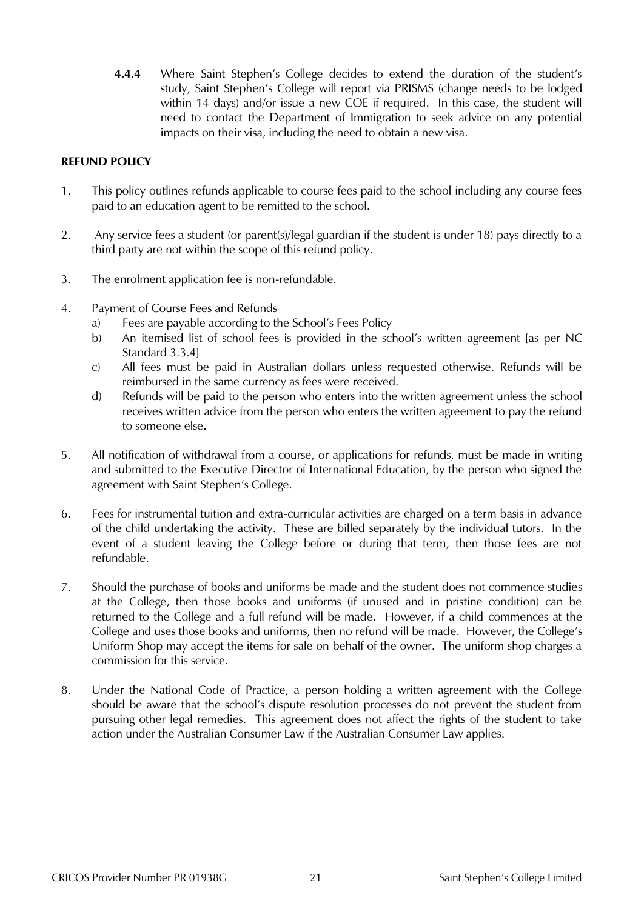**4.4.4** Where Saint Stephen's College decides to extend the duration of the student's study, Saint Stephen's College will report via PRISMS (change needs to be lodged within 14 days) and/or issue a new COE if required. In this case, the student will need to contact the Department of Immigration to seek advice on any potential impacts on their visa, including the need to obtain a new visa.

**REFUND POLICY**

1. This policy outlines refunds applicable to course fees paid to the school including any course fees paid to an education agent to be remitted to the school.

2. Any service fees a student (or parent(s)/legal guardian if the student is under 18) pays directly to a third party are not within the scope of this refund policy.

3. The enrolment application fee is non-refundable.

4. Payment of Course Fees and Refunds
   a) Fees are payable according to the School's Fees Policy
   b) An itemised list of school fees is provided in the school's written agreement [as per NC Standard 3.3.4]
   c) All fees must be paid in Australian dollars unless requested otherwise. Refunds will be reimbursed in the same currency as fees were received.
   d) Refunds will be paid to the person who enters into the written agreement unless the school receives written advice from the person who enters the written agreement to pay the refund to someone else**.**

5. All notification of withdrawal from a course, or applications for refunds, must be made in writing and submitted to the Executive Director of International Education, by the person who signed the agreement with Saint Stephen's College.

6. Fees for instrumental tuition and extra-curricular activities are charged on a term basis in advance of the child undertaking the activity. These are billed separately by the individual tutors. In the event of a student leaving the College before or during that term, then those fees are not refundable.

7. Should the purchase of books and uniforms be made and the student does not commence studies at the College, then those books and uniforms (if unused and in pristine condition) can be returned to the College and a full refund will be made. However, if a child commences at the College and uses those books and uniforms, then no refund will be made. However, the College's Uniform Shop may accept the items for sale on behalf of the owner. The uniform shop charges a commission for this service.

8. Under the National Code of Practice, a person holding a written agreement with the College should be aware that the school's dispute resolution processes do not prevent the student from pursuing other legal remedies. This agreement does not affect the rights of the student to take action under the Australian Consumer Law if the Australian Consumer Law applies.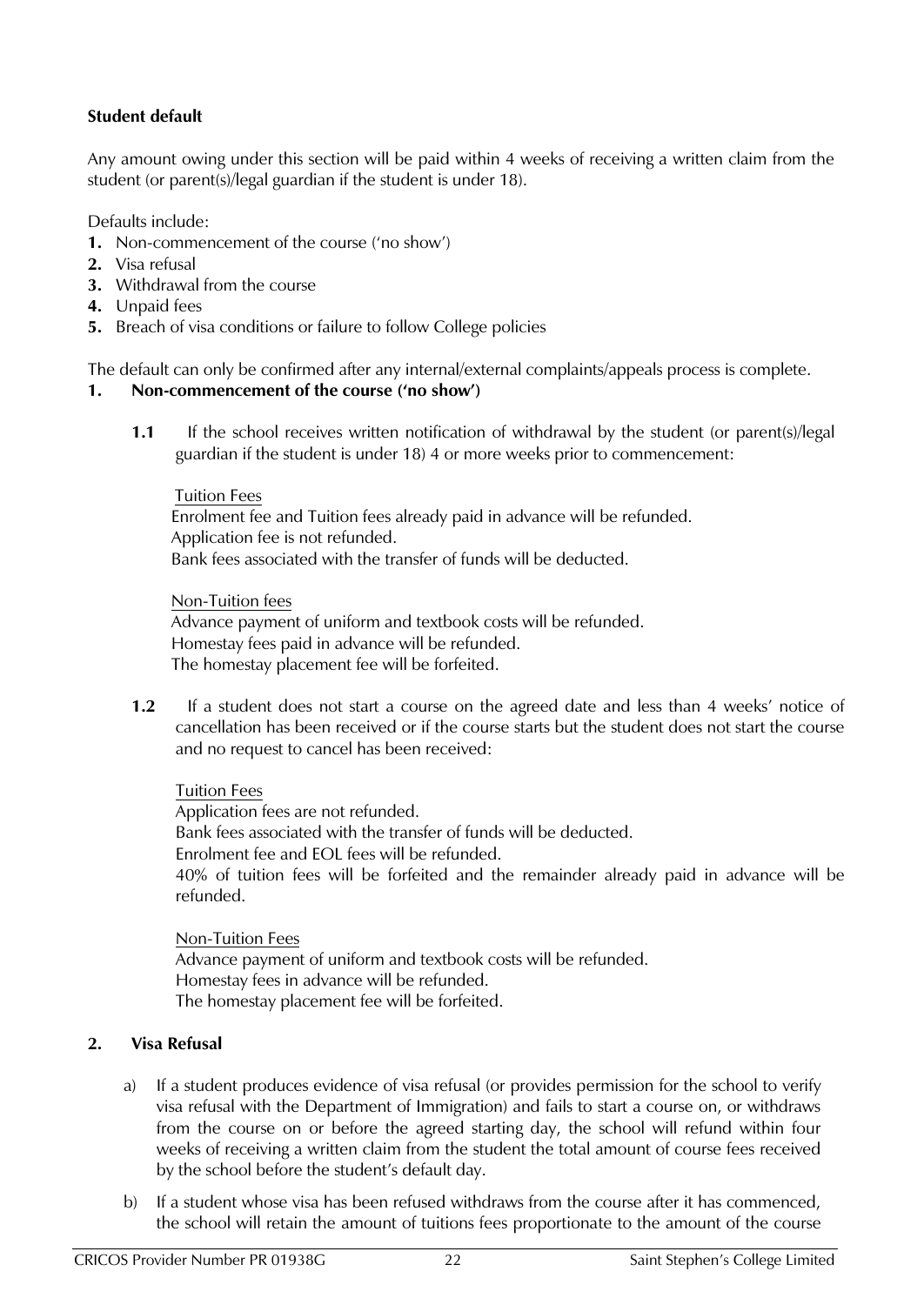**Student default**

Any amount owing under this section will be paid within 4 weeks of receiving a written claim from the student (or parent(s)/legal guardian if the student is under 18).

Defaults include:

1. Non-commencement of the course ('no show')
2. Visa refusal
3. Withdrawal from the course
4. Unpaid fees
5. Breach of visa conditions or failure to follow College policies

The default can only be confirmed after any internal/external complaints/appeals process is complete.

**1. Non-commencement of the course ('no show')**

**1.1** If the school receives written notification of withdrawal by the student (or parent(s)/legal guardian if the student is under 18) 4 or more weeks prior to commencement:

Tuition Fees
Enrolment fee and Tuition fees already paid in advance will be refunded.
Application fee is not refunded.
Bank fees associated with the transfer of funds will be deducted.

Non-Tuition fees
Advance payment of uniform and textbook costs will be refunded.
Homestay fees paid in advance will be refunded.
The homestay placement fee will be forfeited.

**1.2** If a student does not start a course on the agreed date and less than 4 weeks' notice of cancellation has been received or if the course starts but the student does not start the course and no request to cancel has been received:

Tuition Fees
Application fees are not refunded.
Bank fees associated with the transfer of funds will be deducted.
Enrolment fee and EOL fees will be refunded.
40% of tuition fees will be forfeited and the remainder already paid in advance will be refunded.

Non-Tuition Fees
Advance payment of uniform and textbook costs will be refunded.
Homestay fees in advance will be refunded.
The homestay placement fee will be forfeited.

**2. Visa Refusal**

a) If a student produces evidence of visa refusal (or provides permission for the school to verify visa refusal with the Department of Immigration) and fails to start a course on, or withdraws from the course on or before the agreed starting day, the school will refund within four weeks of receiving a written claim from the student the total amount of course fees received by the school before the student's default day.

b) If a student whose visa has been refused withdraws from the course after it has commenced, the school will retain the amount of tuitions fees proportionate to the amount of the course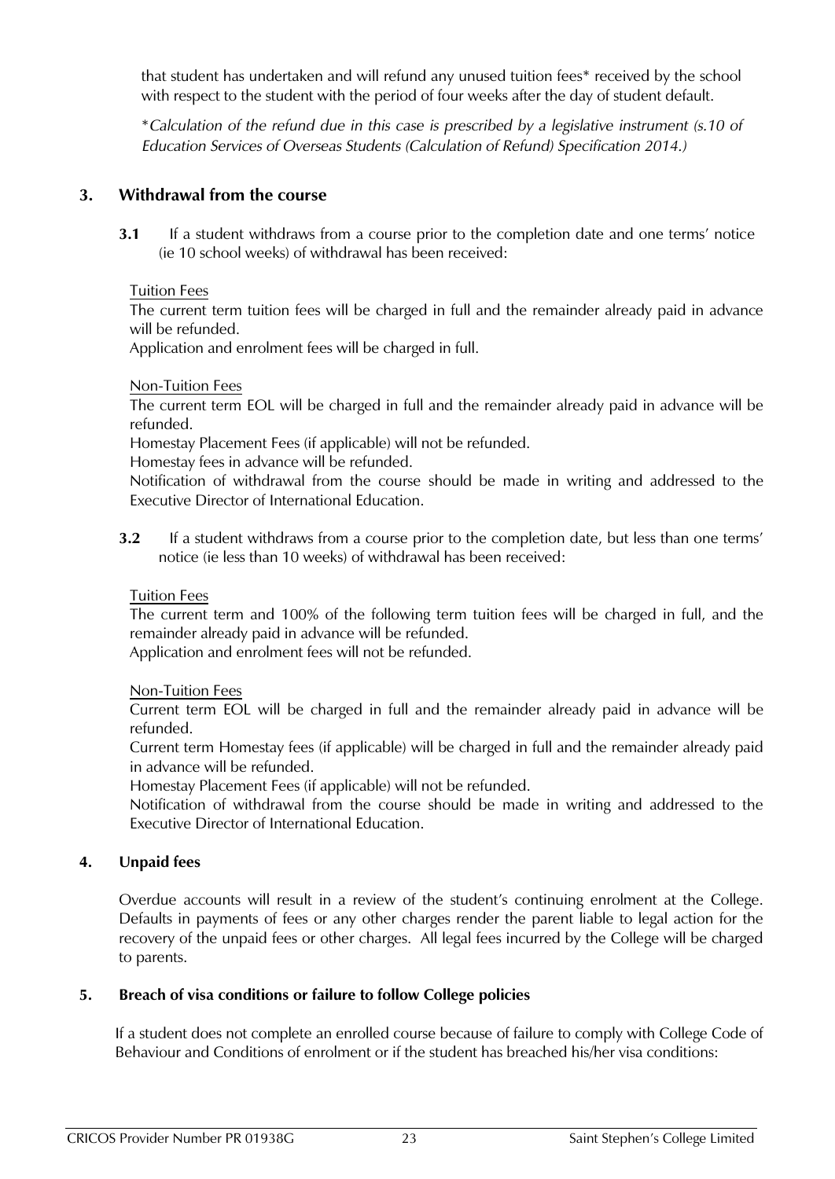that student has undertaken and will refund any unused tuition fees* received by the school with respect to the student with the period of four weeks after the day of student default.

*\*Calculation of the refund due in this case is prescribed by a legislative instrument (s.10 of Education Services of Overseas Students (Calculation of Refund) Specification 2014.)*

## 3. Withdrawal from the course

**3.1** If a student withdraws from a course prior to the completion date and one terms' notice (ie 10 school weeks) of withdrawal has been received:

Tuition Fees

The current term tuition fees will be charged in full and the remainder already paid in advance will be refunded.

Application and enrolment fees will be charged in full.

Non-Tuition Fees

The current term EOL will be charged in full and the remainder already paid in advance will be refunded.

Homestay Placement Fees (if applicable) will not be refunded.

Homestay fees in advance will be refunded.

Notification of withdrawal from the course should be made in writing and addressed to the Executive Director of International Education.

**3.2** If a student withdraws from a course prior to the completion date, but less than one terms' notice (ie less than 10 weeks) of withdrawal has been received:

Tuition Fees

The current term and 100% of the following term tuition fees will be charged in full, and the remainder already paid in advance will be refunded.

Application and enrolment fees will not be refunded.

Non-Tuition Fees

Current term EOL will be charged in full and the remainder already paid in advance will be refunded.

Current term Homestay fees (if applicable) will be charged in full and the remainder already paid in advance will be refunded.

Homestay Placement Fees (if applicable) will not be refunded.

Notification of withdrawal from the course should be made in writing and addressed to the Executive Director of International Education.

## 4. Unpaid fees

Overdue accounts will result in a review of the student's continuing enrolment at the College. Defaults in payments of fees or any other charges render the parent liable to legal action for the recovery of the unpaid fees or other charges. All legal fees incurred by the College will be charged to parents.

## 5. Breach of visa conditions or failure to follow College policies

If a student does not complete an enrolled course because of failure to comply with College Code of Behaviour and Conditions of enrolment or if the student has breached his/her visa conditions: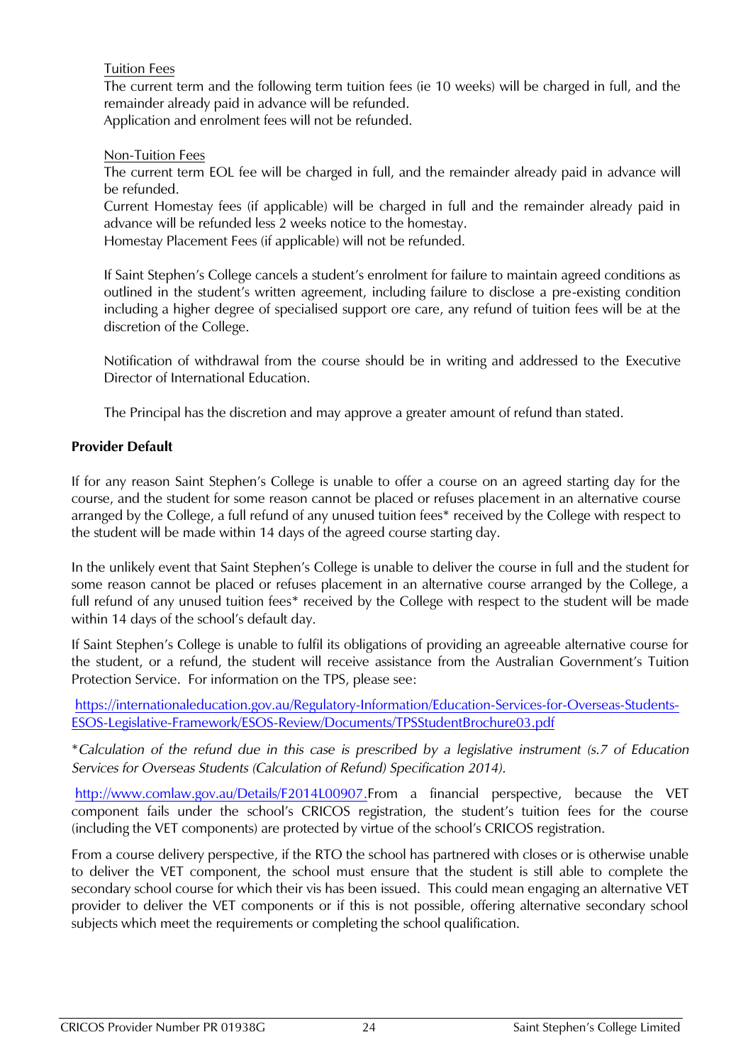Tuition Fees

The current term and the following term tuition fees (ie 10 weeks) will be charged in full, and the remainder already paid in advance will be refunded.

Application and enrolment fees will not be refunded.

Non-Tuition Fees

The current term EOL fee will be charged in full, and the remainder already paid in advance will be refunded.

Current Homestay fees (if applicable) will be charged in full and the remainder already paid in advance will be refunded less 2 weeks notice to the homestay.

Homestay Placement Fees (if applicable) will not be refunded.

If Saint Stephen's College cancels a student's enrolment for failure to maintain agreed conditions as outlined in the student's written agreement, including failure to disclose a pre-existing condition including a higher degree of specialised support ore care, any refund of tuition fees will be at the discretion of the College.

Notification of withdrawal from the course should be in writing and addressed to the Executive Director of International Education.

The Principal has the discretion and may approve a greater amount of refund than stated.

**Provider Default**

If for any reason Saint Stephen's College is unable to offer a course on an agreed starting day for the course, and the student for some reason cannot be placed or refuses placement in an alternative course arranged by the College, a full refund of any unused tuition fees* received by the College with respect to the student will be made within 14 days of the agreed course starting day.

In the unlikely event that Saint Stephen's College is unable to deliver the course in full and the student for some reason cannot be placed or refuses placement in an alternative course arranged by the College, a full refund of any unused tuition fees* received by the College with respect to the student will be made within 14 days of the school's default day.

If Saint Stephen's College is unable to fulfil its obligations of providing an agreeable alternative course for the student, or a refund, the student will receive assistance from the Australian Government's Tuition Protection Service. For information on the TPS, please see:

https://internationaleducation.gov.au/Regulatory-Information/Education-Services-for-Overseas-Students-ESOS-Legislative-Framework/ESOS-Review/Documents/TPSStudentBrochure03.pdf

**Calculation of the refund due in this case is prescribed by a legislative instrument (s.7 of Education Services for Overseas Students (Calculation of Refund) Specification 2014).*

http://www.comlaw.gov.au/Details/F2014L00907.From a financial perspective, because the VET component fails under the school's CRICOS registration, the student's tuition fees for the course (including the VET components) are protected by virtue of the school's CRICOS registration.

From a course delivery perspective, if the RTO the school has partnered with closes or is otherwise unable to deliver the VET component, the school must ensure that the student is still able to complete the secondary school course for which their vis has been issued. This could mean engaging an alternative VET provider to deliver the VET components or if this is not possible, offering alternative secondary school subjects which meet the requirements or completing the school qualification.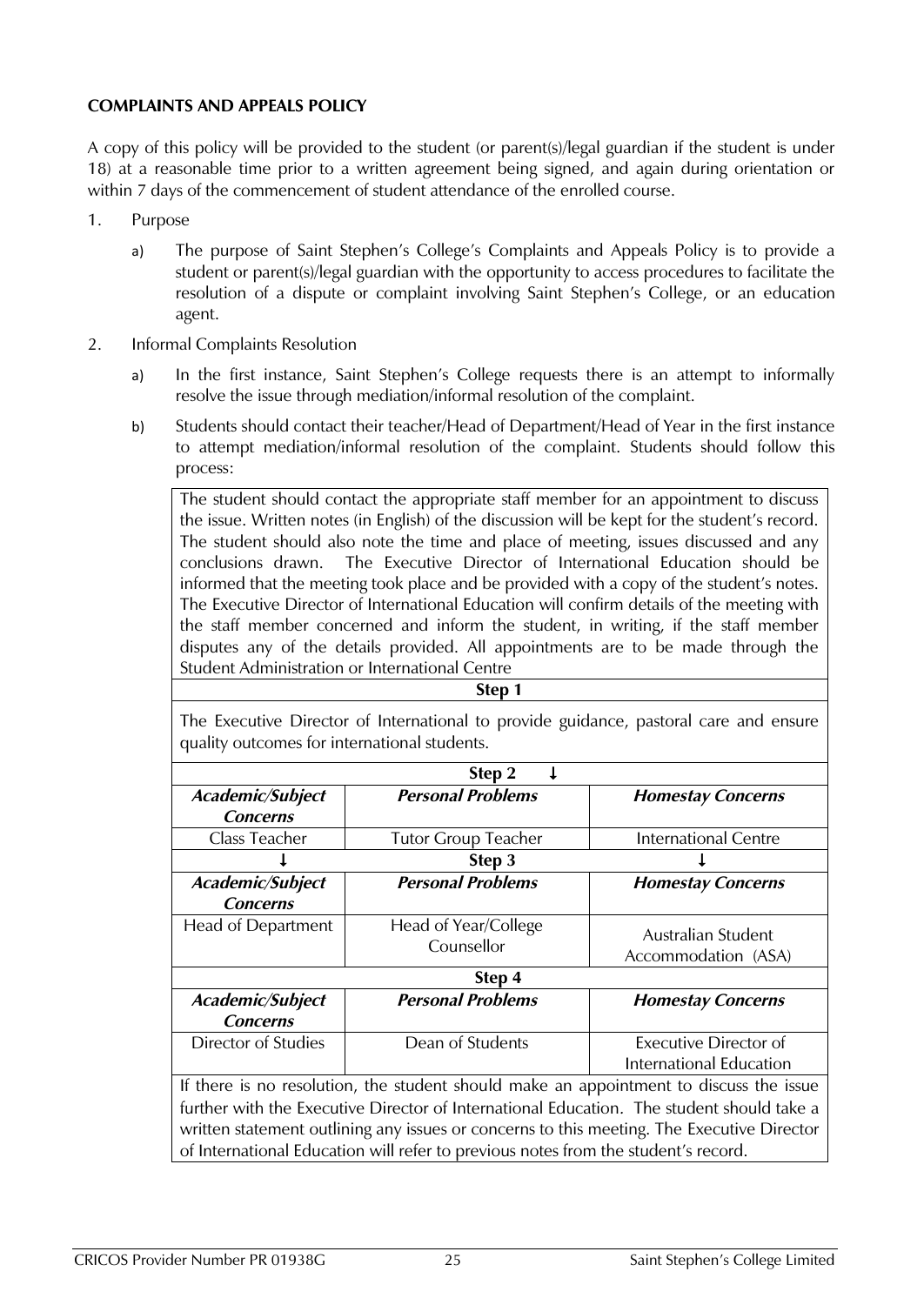**COMPLAINTS AND APPEALS POLICY**

A copy of this policy will be provided to the student (or parent(s)/legal guardian if the student is under 18) at a reasonable time prior to a written agreement being signed, and again during orientation or within 7 days of the commencement of student attendance of the enrolled course.

1. Purpose

   a) The purpose of Saint Stephen's College's Complaints and Appeals Policy is to provide a student or parent(s)/legal guardian with the opportunity to access procedures to facilitate the resolution of a dispute or complaint involving Saint Stephen's College, or an education agent.

2. Informal Complaints Resolution

   a) In the first instance, Saint Stephen's College requests there is an attempt to informally resolve the issue through mediation/informal resolution of the complaint.

   b) Students should contact their teacher/Head of Department/Head of Year in the first instance to attempt mediation/informal resolution of the complaint. Students should follow this process:

| The student should contact the appropriate staff member for an appointment to discuss the issue. Written notes (in English) of the discussion will be kept for the student's record. The student should also note the time and place of meeting, issues discussed and any conclusions drawn. The Executive Director of International Education should be informed that the meeting took place and be provided with a copy of the student's notes. The Executive Director of International Education will confirm details of the meeting with the staff member concerned and inform the student, in writing, if the staff member disputes any of the details provided. All appointments are to be made through the Student Administration or International Centre | | |
|---|---|---|
| **Step 1** | | |
| The Executive Director of International to provide guidance, pastoral care and ensure quality outcomes for international students. | | |
| **Step 2** ↓ | | |
| ***Academic/Subject Concerns*** | ***Personal Problems*** | ***Homestay Concerns*** |
| Class Teacher | Tutor Group Teacher | International Centre |
| ↓ | **Step 3** | ↓ |
| ***Academic/Subject Concerns*** | ***Personal Problems*** | ***Homestay Concerns*** |
| Head of Department | Head of Year/College Counsellor | Australian Student Accommodation (ASA) |
| **Step 4** | | |
| ***Academic/Subject Concerns*** | ***Personal Problems*** | ***Homestay Concerns*** |
| Director of Studies | Dean of Students | Executive Director of International Education |
| If there is no resolution, the student should make an appointment to discuss the issue further with the Executive Director of International Education. The student should take a written statement outlining any issues or concerns to this meeting. The Executive Director of International Education will refer to previous notes from the student's record. | | |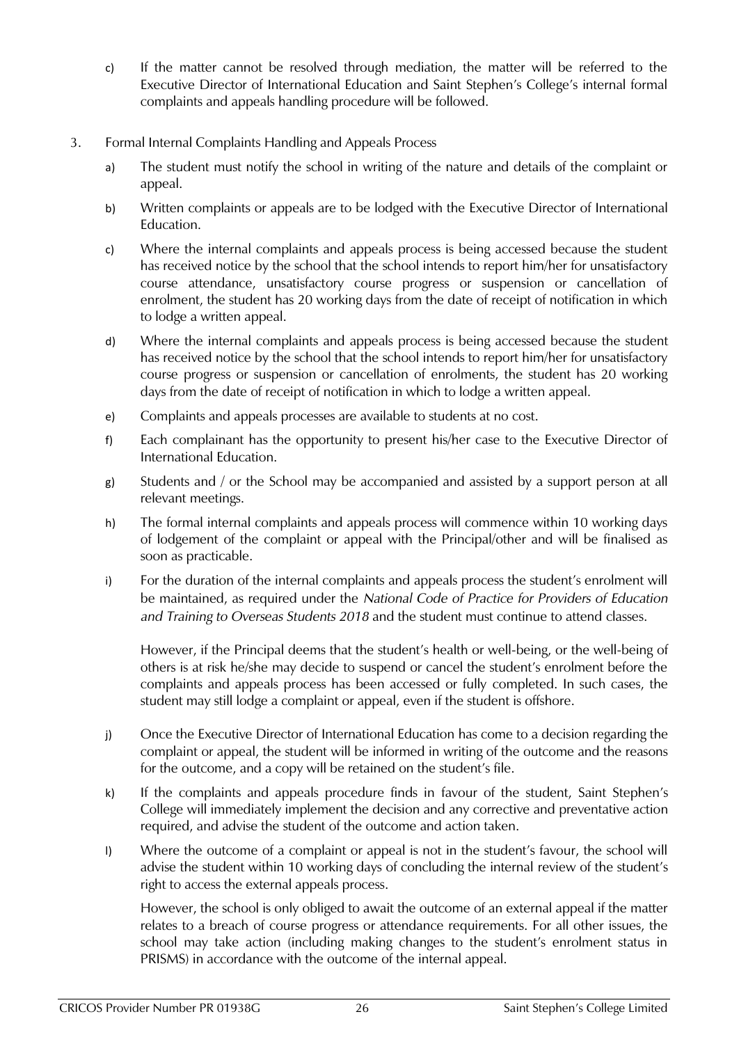c) If the matter cannot be resolved through mediation, the matter will be referred to the Executive Director of International Education and Saint Stephen's College's internal formal complaints and appeals handling procedure will be followed.

3. Formal Internal Complaints Handling and Appeals Process

   a) The student must notify the school in writing of the nature and details of the complaint or appeal.

   b) Written complaints or appeals are to be lodged with the Executive Director of International Education.

   c) Where the internal complaints and appeals process is being accessed because the student has received notice by the school that the school intends to report him/her for unsatisfactory course attendance, unsatisfactory course progress or suspension or cancellation of enrolment, the student has 20 working days from the date of receipt of notification in which to lodge a written appeal.

   d) Where the internal complaints and appeals process is being accessed because the student has received notice by the school that the school intends to report him/her for unsatisfactory course progress or suspension or cancellation of enrolments, the student has 20 working days from the date of receipt of notification in which to lodge a written appeal.

   e) Complaints and appeals processes are available to students at no cost.

   f) Each complainant has the opportunity to present his/her case to the Executive Director of International Education.

   g) Students and / or the School may be accompanied and assisted by a support person at all relevant meetings.

   h) The formal internal complaints and appeals process will commence within 10 working days of lodgement of the complaint or appeal with the Principal/other and will be finalised as soon as practicable.

   i) For the duration of the internal complaints and appeals process the student's enrolment will be maintained, as required under the *National Code of Practice for Providers of Education and Training to Overseas Students 2018* and the student must continue to attend classes.

      However, if the Principal deems that the student's health or well-being, or the well-being of others is at risk he/she may decide to suspend or cancel the student's enrolment before the complaints and appeals process has been accessed or fully completed. In such cases, the student may still lodge a complaint or appeal, even if the student is offshore.

   j) Once the Executive Director of International Education has come to a decision regarding the complaint or appeal, the student will be informed in writing of the outcome and the reasons for the outcome, and a copy will be retained on the student's file.

   k) If the complaints and appeals procedure finds in favour of the student, Saint Stephen's College will immediately implement the decision and any corrective and preventative action required, and advise the student of the outcome and action taken.

   l) Where the outcome of a complaint or appeal is not in the student's favour, the school will advise the student within 10 working days of concluding the internal review of the student's right to access the external appeals process.

      However, the school is only obliged to await the outcome of an external appeal if the matter relates to a breach of course progress or attendance requirements. For all other issues, the school may take action (including making changes to the student's enrolment status in PRISMS) in accordance with the outcome of the internal appeal.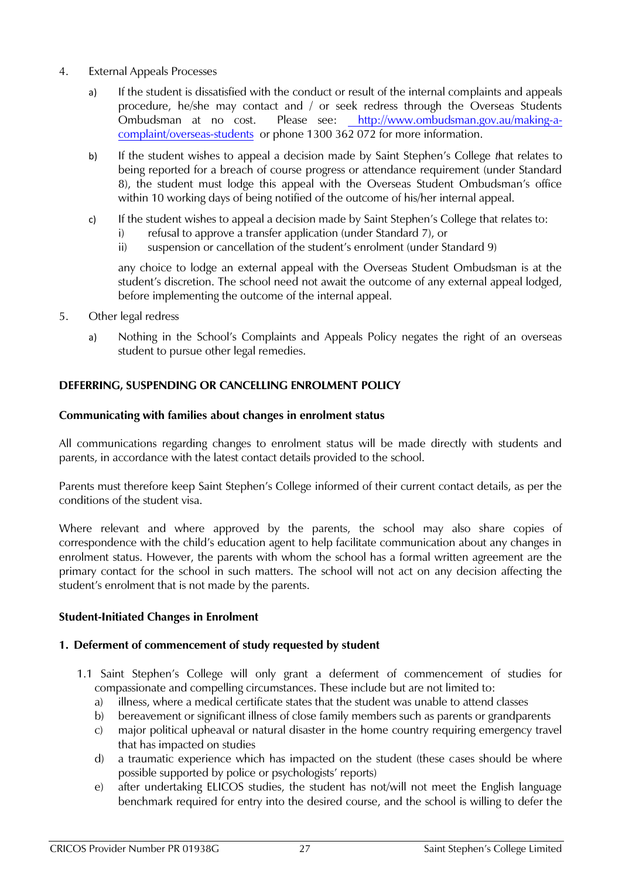4. External Appeals Processes

   a) If the student is dissatisfied with the conduct or result of the internal complaints and appeals procedure, he/she may contact and / or seek redress through the Overseas Students Ombudsman at no cost. Please see: [http://www.ombudsman.gov.au/making-a-complaint/overseas-students](http://www.ombudsman.gov.au/making-a-complaint/overseas-students) or phone 1300 362 072 for more information.

   b) If the student wishes to appeal a decision made by Saint Stephen's College *t*hat relates to being reported for a breach of course progress or attendance requirement (under Standard 8), the student must lodge this appeal with the Overseas Student Ombudsman's office within 10 working days of being notified of the outcome of his/her internal appeal.

   c) If the student wishes to appeal a decision made by Saint Stephen's College that relates to:
      i) refusal to approve a transfer application (under Standard 7), or
      ii) suspension or cancellation of the student's enrolment (under Standard 9)

      any choice to lodge an external appeal with the Overseas Student Ombudsman is at the student's discretion. The school need not await the outcome of any external appeal lodged, before implementing the outcome of the internal appeal.

5. Other legal redress

   a) Nothing in the School's Complaints and Appeals Policy negates the right of an overseas student to pursue other legal remedies.

## DEFERRING, SUSPENDING OR CANCELLING ENROLMENT POLICY

### Communicating with families about changes in enrolment status

All communications regarding changes to enrolment status will be made directly with students and parents, in accordance with the latest contact details provided to the school.

Parents must therefore keep Saint Stephen's College informed of their current contact details, as per the conditions of the student visa.

Where relevant and where approved by the parents, the school may also share copies of correspondence with the child's education agent to help facilitate communication about any changes in enrolment status. However, the parents with whom the school has a formal written agreement are the primary contact for the school in such matters. The school will not act on any decision affecting the student's enrolment that is not made by the parents.

### Student-Initiated Changes in Enrolment

#### 1. Deferment of commencement of study requested by student

1.1 Saint Stephen's College will only grant a deferment of commencement of studies for compassionate and compelling circumstances. These include but are not limited to:

   a) illness, where a medical certificate states that the student was unable to attend classes
   b) bereavement or significant illness of close family members such as parents or grandparents
   c) major political upheaval or natural disaster in the home country requiring emergency travel that has impacted on studies
   d) a traumatic experience which has impacted on the student (these cases should be where possible supported by police or psychologists' reports)
   e) after undertaking ELICOS studies, the student has not/will not meet the English language benchmark required for entry into the desired course, and the school is willing to defer the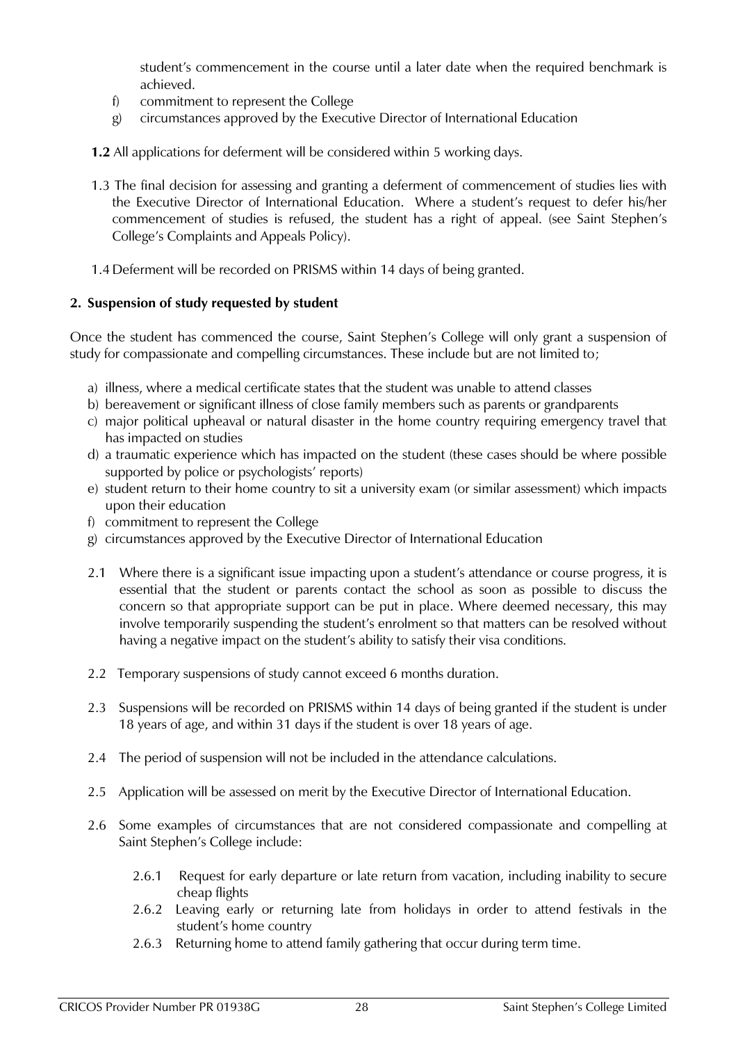student's commencement in the course until a later date when the required benchmark is achieved.

f) commitment to represent the College
g) circumstances approved by the Executive Director of International Education

**1.2** All applications for deferment will be considered within 5 working days.

1.3 The final decision for assessing and granting a deferment of commencement of studies lies with the Executive Director of International Education. Where a student's request to defer his/her commencement of studies is refused, the student has a right of appeal. (see Saint Stephen's College's Complaints and Appeals Policy).

1.4 Deferment will be recorded on PRISMS within 14 days of being granted.

## 2. Suspension of study requested by student

Once the student has commenced the course, Saint Stephen's College will only grant a suspension of study for compassionate and compelling circumstances. These include but are not limited to;

a) illness, where a medical certificate states that the student was unable to attend classes
b) bereavement or significant illness of close family members such as parents or grandparents
c) major political upheaval or natural disaster in the home country requiring emergency travel that has impacted on studies
d) a traumatic experience which has impacted on the student (these cases should be where possible supported by police or psychologists' reports)
e) student return to their home country to sit a university exam (or similar assessment) which impacts upon their education
f) commitment to represent the College
g) circumstances approved by the Executive Director of International Education

2.1 Where there is a significant issue impacting upon a student's attendance or course progress, it is essential that the student or parents contact the school as soon as possible to discuss the concern so that appropriate support can be put in place. Where deemed necessary, this may involve temporarily suspending the student's enrolment so that matters can be resolved without having a negative impact on the student's ability to satisfy their visa conditions.

2.2 Temporary suspensions of study cannot exceed 6 months duration.

2.3 Suspensions will be recorded on PRISMS within 14 days of being granted if the student is under 18 years of age, and within 31 days if the student is over 18 years of age.

2.4 The period of suspension will not be included in the attendance calculations.

2.5 Application will be assessed on merit by the Executive Director of International Education.

2.6 Some examples of circumstances that are not considered compassionate and compelling at Saint Stephen's College include:

2.6.1 Request for early departure or late return from vacation, including inability to secure cheap flights
2.6.2 Leaving early or returning late from holidays in order to attend festivals in the student's home country
2.6.3 Returning home to attend family gathering that occur during term time.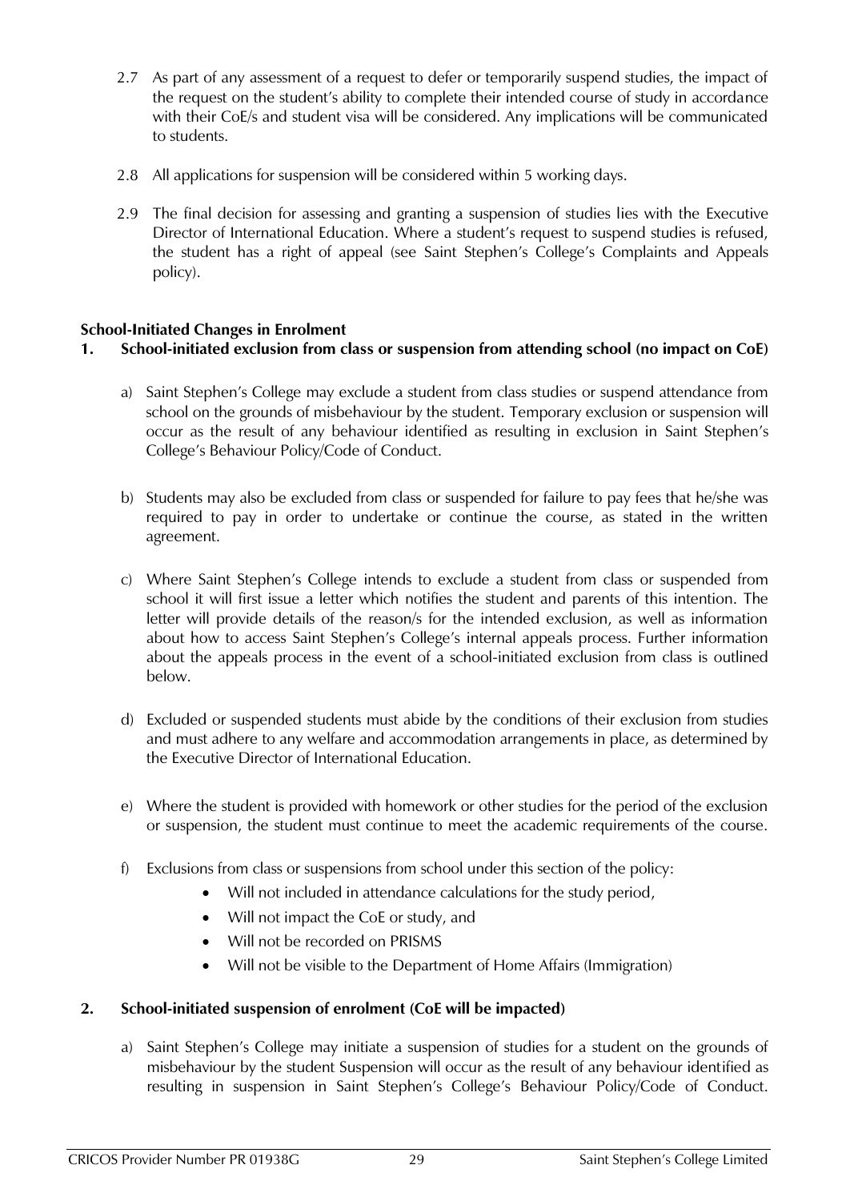2.7 As part of any assessment of a request to defer or temporarily suspend studies, the impact of the request on the student's ability to complete their intended course of study in accordance with their CoE/s and student visa will be considered. Any implications will be communicated to students.

2.8 All applications for suspension will be considered within 5 working days.

2.9 The final decision for assessing and granting a suspension of studies lies with the Executive Director of International Education. Where a student's request to suspend studies is refused, the student has a right of appeal (see Saint Stephen's College's Complaints and Appeals policy).

**School-Initiated Changes in Enrolment**

**1. School-initiated exclusion from class or suspension from attending school (no impact on CoE)**

a) Saint Stephen's College may exclude a student from class studies or suspend attendance from school on the grounds of misbehaviour by the student. Temporary exclusion or suspension will occur as the result of any behaviour identified as resulting in exclusion in Saint Stephen's College's Behaviour Policy/Code of Conduct.

b) Students may also be excluded from class or suspended for failure to pay fees that he/she was required to pay in order to undertake or continue the course, as stated in the written agreement.

c) Where Saint Stephen's College intends to exclude a student from class or suspended from school it will first issue a letter which notifies the student and parents of this intention. The letter will provide details of the reason/s for the intended exclusion, as well as information about how to access Saint Stephen's College's internal appeals process. Further information about the appeals process in the event of a school-initiated exclusion from class is outlined below.

d) Excluded or suspended students must abide by the conditions of their exclusion from studies and must adhere to any welfare and accommodation arrangements in place, as determined by the Executive Director of International Education.

e) Where the student is provided with homework or other studies for the period of the exclusion or suspension, the student must continue to meet the academic requirements of the course.

f) Exclusions from class or suspensions from school under this section of the policy:
- Will not included in attendance calculations for the study period,
- Will not impact the CoE or study, and
- Will not be recorded on PRISMS
- Will not be visible to the Department of Home Affairs (Immigration)

**2. School-initiated suspension of enrolment (CoE will be impacted)**

a) Saint Stephen's College may initiate a suspension of studies for a student on the grounds of misbehaviour by the student Suspension will occur as the result of any behaviour identified as resulting in suspension in Saint Stephen's College's Behaviour Policy/Code of Conduct.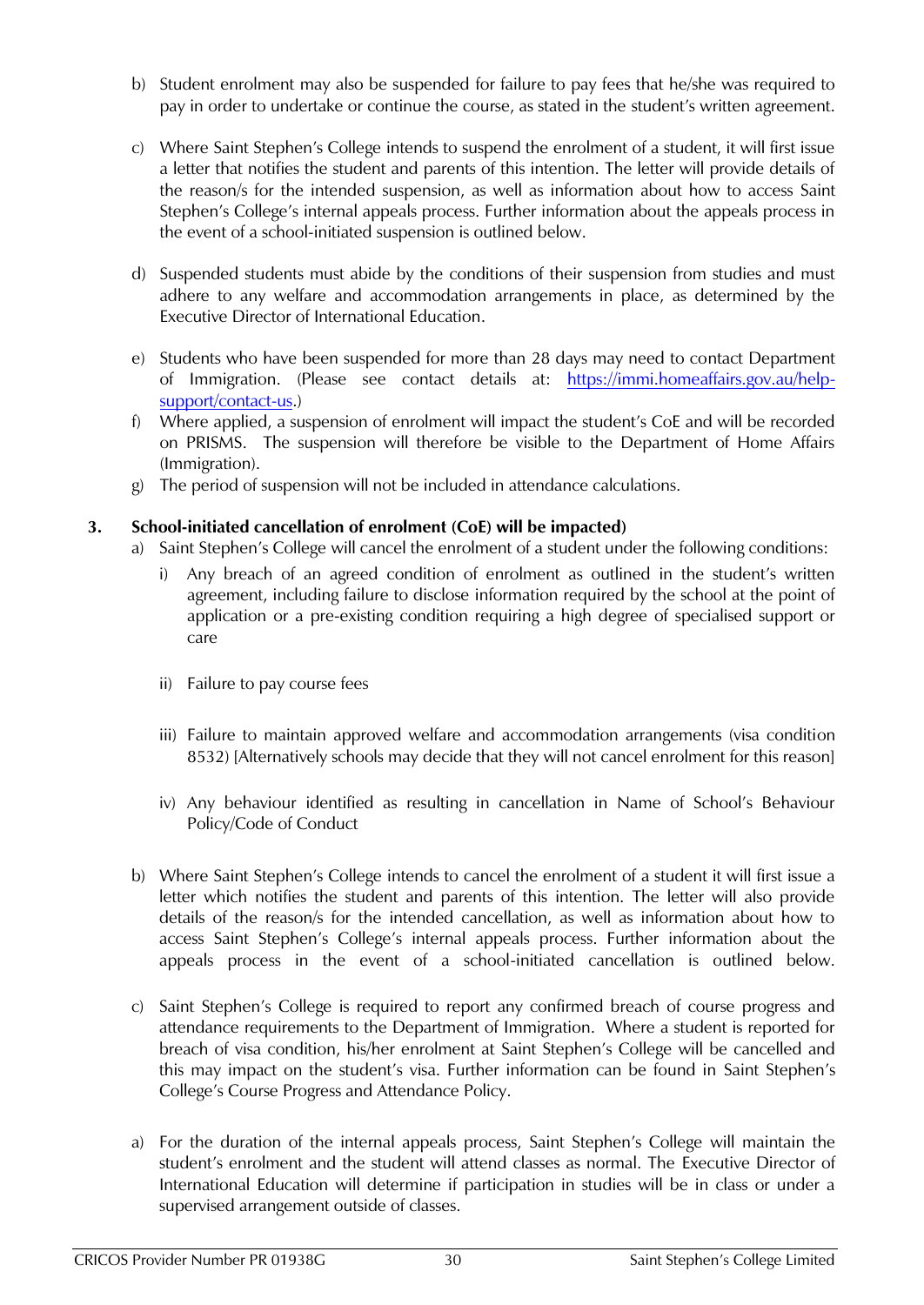b) Student enrolment may also be suspended for failure to pay fees that he/she was required to pay in order to undertake or continue the course, as stated in the student's written agreement.

c) Where Saint Stephen's College intends to suspend the enrolment of a student, it will first issue a letter that notifies the student and parents of this intention. The letter will provide details of the reason/s for the intended suspension, as well as information about how to access Saint Stephen's College's internal appeals process. Further information about the appeals process in the event of a school-initiated suspension is outlined below.

d) Suspended students must abide by the conditions of their suspension from studies and must adhere to any welfare and accommodation arrangements in place, as determined by the Executive Director of International Education.

e) Students who have been suspended for more than 28 days may need to contact Department of Immigration. (Please see contact details at: [https://immi.homeaffairs.gov.au/help-support/contact-us](https://immi.homeaffairs.gov.au/help-support/contact-us).)

f) Where applied, a suspension of enrolment will impact the student's CoE and will be recorded on PRISMS. The suspension will therefore be visible to the Department of Home Affairs (Immigration).

g) The period of suspension will not be included in attendance calculations.

**3. School-initiated cancellation of enrolment (CoE) will be impacted)**

a) Saint Stephen's College will cancel the enrolment of a student under the following conditions:

   i) Any breach of an agreed condition of enrolment as outlined in the student's written agreement, including failure to disclose information required by the school at the point of application or a pre-existing condition requiring a high degree of specialised support or care

   ii) Failure to pay course fees

   iii) Failure to maintain approved welfare and accommodation arrangements (visa condition 8532) [Alternatively schools may decide that they will not cancel enrolment for this reason]

   iv) Any behaviour identified as resulting in cancellation in Name of School's Behaviour Policy/Code of Conduct

b) Where Saint Stephen's College intends to cancel the enrolment of a student it will first issue a letter which notifies the student and parents of this intention. The letter will also provide details of the reason/s for the intended cancellation, as well as information about how to access Saint Stephen's College's internal appeals process. Further information about the appeals process in the event of a school-initiated cancellation is outlined below.

c) Saint Stephen's College is required to report any confirmed breach of course progress and attendance requirements to the Department of Immigration. Where a student is reported for breach of visa condition, his/her enrolment at Saint Stephen's College will be cancelled and this may impact on the student's visa. Further information can be found in Saint Stephen's College's Course Progress and Attendance Policy.

a) For the duration of the internal appeals process, Saint Stephen's College will maintain the student's enrolment and the student will attend classes as normal. The Executive Director of International Education will determine if participation in studies will be in class or under a supervised arrangement outside of classes.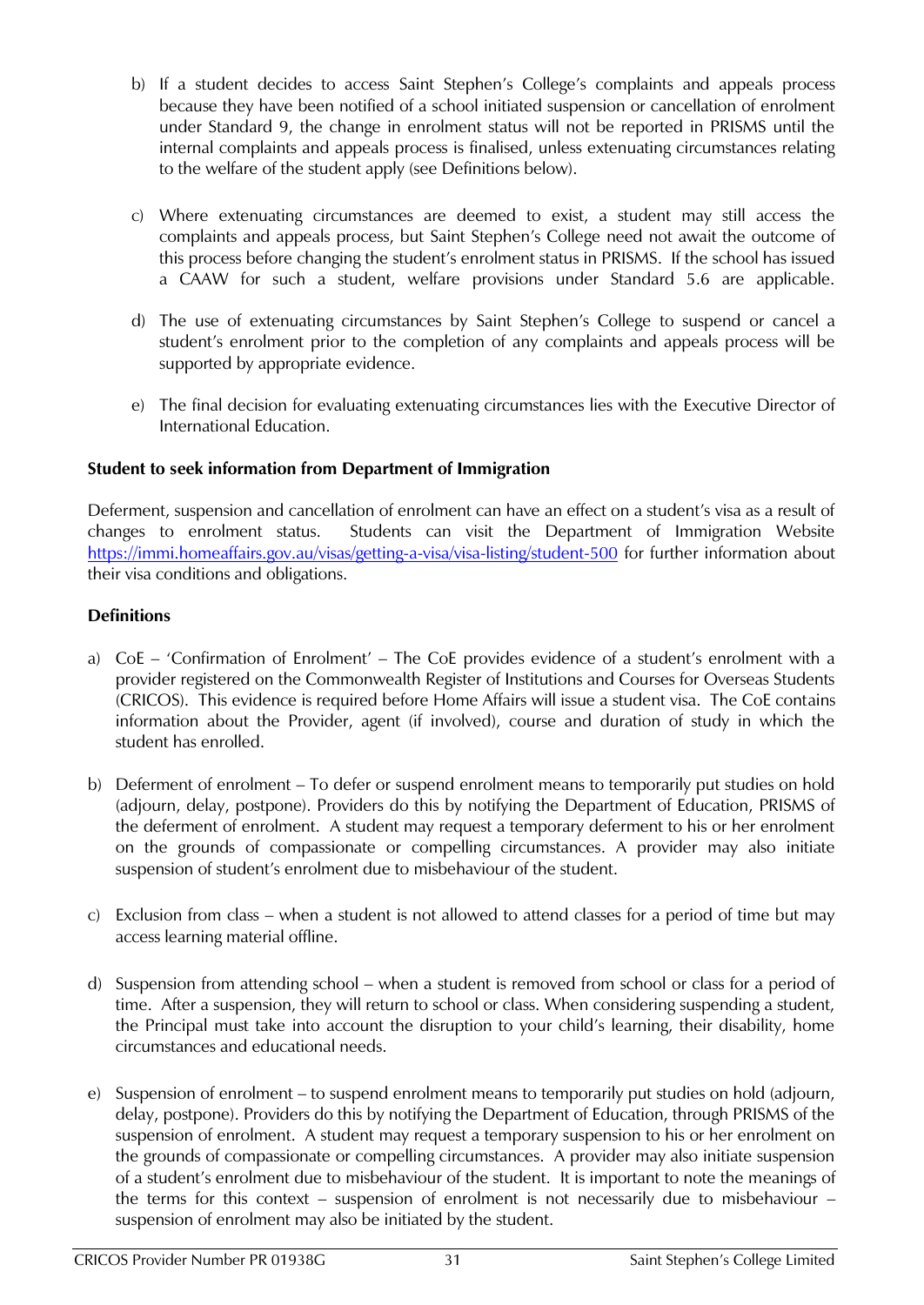b) If a student decides to access Saint Stephen's College's complaints and appeals process because they have been notified of a school initiated suspension or cancellation of enrolment under Standard 9, the change in enrolment status will not be reported in PRISMS until the internal complaints and appeals process is finalised, unless extenuating circumstances relating to the welfare of the student apply (see Definitions below).

c) Where extenuating circumstances are deemed to exist, a student may still access the complaints and appeals process, but Saint Stephen's College need not await the outcome of this process before changing the student's enrolment status in PRISMS. If the school has issued a CAAW for such a student, welfare provisions under Standard 5.6 are applicable.

d) The use of extenuating circumstances by Saint Stephen's College to suspend or cancel a student's enrolment prior to the completion of any complaints and appeals process will be supported by appropriate evidence.

e) The final decision for evaluating extenuating circumstances lies with the Executive Director of International Education.

**Student to seek information from Department of Immigration**

Deferment, suspension and cancellation of enrolment can have an effect on a student's visa as a result of changes to enrolment status. Students can visit the Department of Immigration Website https://immi.homeaffairs.gov.au/visas/getting-a-visa/visa-listing/student-500 for further information about their visa conditions and obligations.

**Definitions**

a) CoE – 'Confirmation of Enrolment' – The CoE provides evidence of a student's enrolment with a provider registered on the Commonwealth Register of Institutions and Courses for Overseas Students (CRICOS). This evidence is required before Home Affairs will issue a student visa. The CoE contains information about the Provider, agent (if involved), course and duration of study in which the student has enrolled.

b) Deferment of enrolment – To defer or suspend enrolment means to temporarily put studies on hold (adjourn, delay, postpone). Providers do this by notifying the Department of Education, PRISMS of the deferment of enrolment. A student may request a temporary deferment to his or her enrolment on the grounds of compassionate or compelling circumstances. A provider may also initiate suspension of student's enrolment due to misbehaviour of the student.

c) Exclusion from class – when a student is not allowed to attend classes for a period of time but may access learning material offline.

d) Suspension from attending school – when a student is removed from school or class for a period of time. After a suspension, they will return to school or class. When considering suspending a student, the Principal must take into account the disruption to your child's learning, their disability, home circumstances and educational needs.

e) Suspension of enrolment – to suspend enrolment means to temporarily put studies on hold (adjourn, delay, postpone). Providers do this by notifying the Department of Education, through PRISMS of the suspension of enrolment. A student may request a temporary suspension to his or her enrolment on the grounds of compassionate or compelling circumstances. A provider may also initiate suspension of a student's enrolment due to misbehaviour of the student. It is important to note the meanings of the terms for this context – suspension of enrolment is not necessarily due to misbehaviour – suspension of enrolment may also be initiated by the student.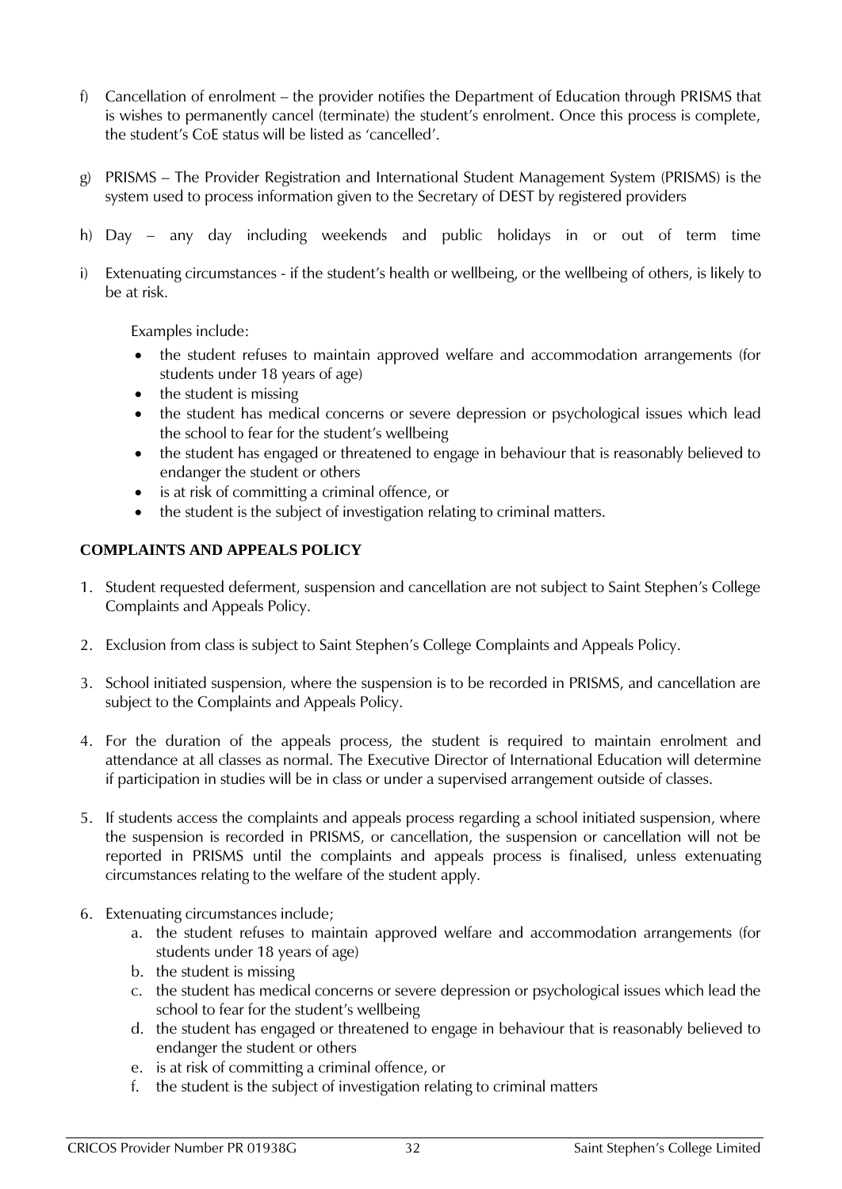f) Cancellation of enrolment – the provider notifies the Department of Education through PRISMS that is wishes to permanently cancel (terminate) the student's enrolment. Once this process is complete, the student's CoE status will be listed as 'cancelled'.

g) PRISMS – The Provider Registration and International Student Management System (PRISMS) is the system used to process information given to the Secretary of DEST by registered providers

h) Day – any day including weekends and public holidays in or out of term time

i) Extenuating circumstances - if the student's health or wellbeing, or the wellbeing of others, is likely to be at risk.

   Examples include:

   - the student refuses to maintain approved welfare and accommodation arrangements (for students under 18 years of age)
   - the student is missing
   - the student has medical concerns or severe depression or psychological issues which lead the school to fear for the student's wellbeing
   - the student has engaged or threatened to engage in behaviour that is reasonably believed to endanger the student or others
   - is at risk of committing a criminal offence, or
   - the student is the subject of investigation relating to criminal matters.

**COMPLAINTS AND APPEALS POLICY**

1. Student requested deferment, suspension and cancellation are not subject to Saint Stephen's College Complaints and Appeals Policy.
2. Exclusion from class is subject to Saint Stephen's College Complaints and Appeals Policy.
3. School initiated suspension, where the suspension is to be recorded in PRISMS, and cancellation are subject to the Complaints and Appeals Policy.
4. For the duration of the appeals process, the student is required to maintain enrolment and attendance at all classes as normal. The Executive Director of International Education will determine if participation in studies will be in class or under a supervised arrangement outside of classes.
5. If students access the complaints and appeals process regarding a school initiated suspension, where the suspension is recorded in PRISMS, or cancellation, the suspension or cancellation will not be reported in PRISMS until the complaints and appeals process is finalised, unless extenuating circumstances relating to the welfare of the student apply.
6. Extenuating circumstances include;
   a. the student refuses to maintain approved welfare and accommodation arrangements (for students under 18 years of age)
   b. the student is missing
   c. the student has medical concerns or severe depression or psychological issues which lead the school to fear for the student's wellbeing
   d. the student has engaged or threatened to engage in behaviour that is reasonably believed to endanger the student or others
   e. is at risk of committing a criminal offence, or
   f. the student is the subject of investigation relating to criminal matters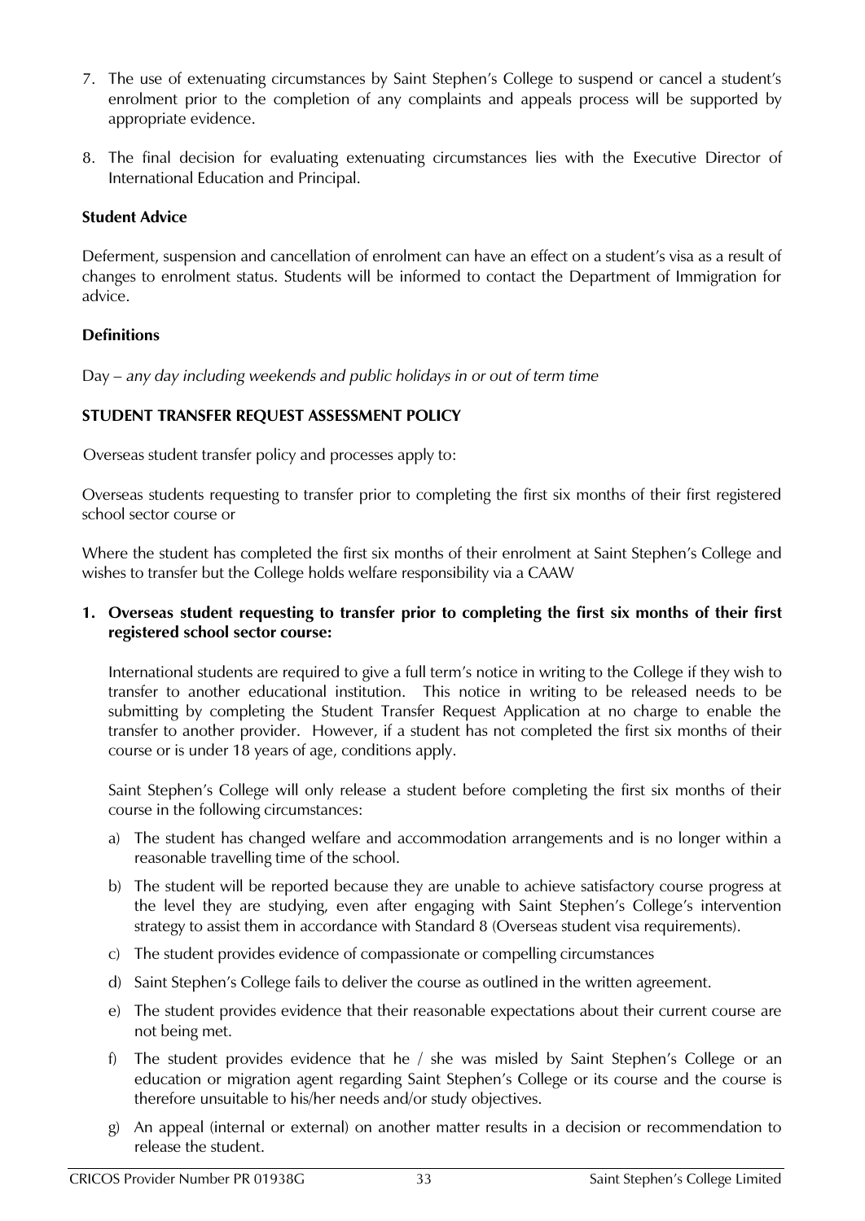7. The use of extenuating circumstances by Saint Stephen's College to suspend or cancel a student's enrolment prior to the completion of any complaints and appeals process will be supported by appropriate evidence.

8. The final decision for evaluating extenuating circumstances lies with the Executive Director of International Education and Principal.

**Student Advice**

Deferment, suspension and cancellation of enrolment can have an effect on a student's visa as a result of changes to enrolment status. Students will be informed to contact the Department of Immigration for advice.

**Definitions**

Day – *any day including weekends and public holidays in or out of term time*

**STUDENT TRANSFER REQUEST ASSESSMENT POLICY**

Overseas student transfer policy and processes apply to:

Overseas students requesting to transfer prior to completing the first six months of their first registered school sector course or

Where the student has completed the first six months of their enrolment at Saint Stephen's College and wishes to transfer but the College holds welfare responsibility via a CAAW

**1. Overseas student requesting to transfer prior to completing the first six months of their first registered school sector course:**

International students are required to give a full term's notice in writing to the College if they wish to transfer to another educational institution. This notice in writing to be released needs to be submitting by completing the Student Transfer Request Application at no charge to enable the transfer to another provider. However, if a student has not completed the first six months of their course or is under 18 years of age, conditions apply.

Saint Stephen's College will only release a student before completing the first six months of their course in the following circumstances:

a) The student has changed welfare and accommodation arrangements and is no longer within a reasonable travelling time of the school.

b) The student will be reported because they are unable to achieve satisfactory course progress at the level they are studying, even after engaging with Saint Stephen's College's intervention strategy to assist them in accordance with Standard 8 (Overseas student visa requirements).

c) The student provides evidence of compassionate or compelling circumstances

d) Saint Stephen's College fails to deliver the course as outlined in the written agreement.

e) The student provides evidence that their reasonable expectations about their current course are not being met.

f) The student provides evidence that he / she was misled by Saint Stephen's College or an education or migration agent regarding Saint Stephen's College or its course and the course is therefore unsuitable to his/her needs and/or study objectives.

g) An appeal (internal or external) on another matter results in a decision or recommendation to release the student.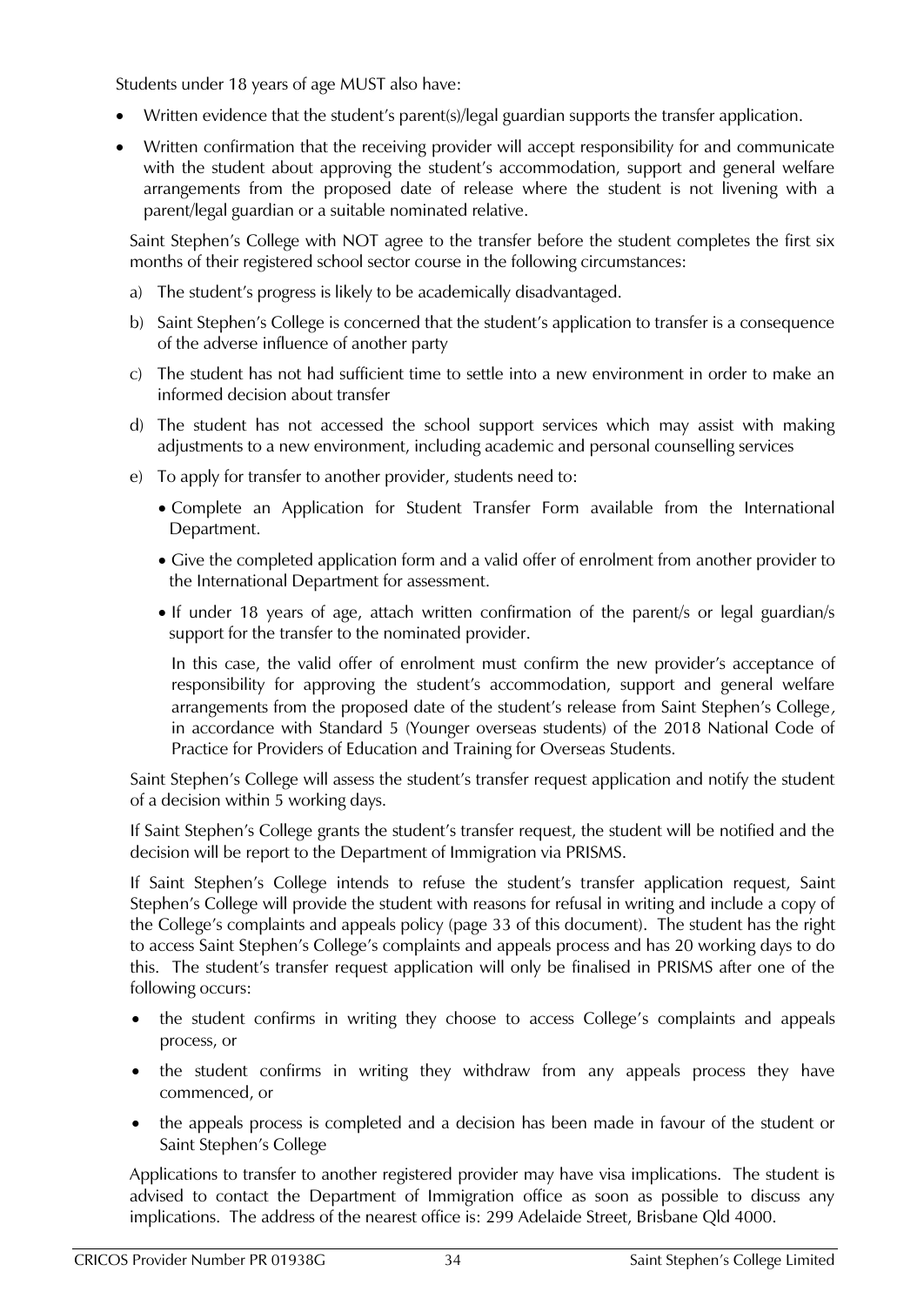Students under 18 years of age MUST also have:

- Written evidence that the student's parent(s)/legal guardian supports the transfer application.
- Written confirmation that the receiving provider will accept responsibility for and communicate with the student about approving the student's accommodation, support and general welfare arrangements from the proposed date of release where the student is not livening with a parent/legal guardian or a suitable nominated relative.

Saint Stephen's College with NOT agree to the transfer before the student completes the first six months of their registered school sector course in the following circumstances:

a) The student's progress is likely to be academically disadvantaged.

b) Saint Stephen's College is concerned that the student's application to transfer is a consequence of the adverse influence of another party

c) The student has not had sufficient time to settle into a new environment in order to make an informed decision about transfer

d) The student has not accessed the school support services which may assist with making adjustments to a new environment, including academic and personal counselling services

e) To apply for transfer to another provider, students need to:

- Complete an Application for Student Transfer Form available from the International Department.
- Give the completed application form and a valid offer of enrolment from another provider to the International Department for assessment.
- If under 18 years of age, attach written confirmation of the parent/s or legal guardian/s support for the transfer to the nominated provider.

In this case, the valid offer of enrolment must confirm the new provider's acceptance of responsibility for approving the student's accommodation, support and general welfare arrangements from the proposed date of the student's release from Saint Stephen's College, in accordance with Standard 5 (Younger overseas students) of the 2018 National Code of Practice for Providers of Education and Training for Overseas Students.

Saint Stephen's College will assess the student's transfer request application and notify the student of a decision within 5 working days.

If Saint Stephen's College grants the student's transfer request, the student will be notified and the decision will be report to the Department of Immigration via PRISMS.

If Saint Stephen's College intends to refuse the student's transfer application request, Saint Stephen's College will provide the student with reasons for refusal in writing and include a copy of the College's complaints and appeals policy (page 33 of this document). The student has the right to access Saint Stephen's College's complaints and appeals process and has 20 working days to do this. The student's transfer request application will only be finalised in PRISMS after one of the following occurs:

- the student confirms in writing they choose to access College's complaints and appeals process, or
- the student confirms in writing they withdraw from any appeals process they have commenced, or
- the appeals process is completed and a decision has been made in favour of the student or Saint Stephen's College

Applications to transfer to another registered provider may have visa implications. The student is advised to contact the Department of Immigration office as soon as possible to discuss any implications. The address of the nearest office is: 299 Adelaide Street, Brisbane Qld 4000.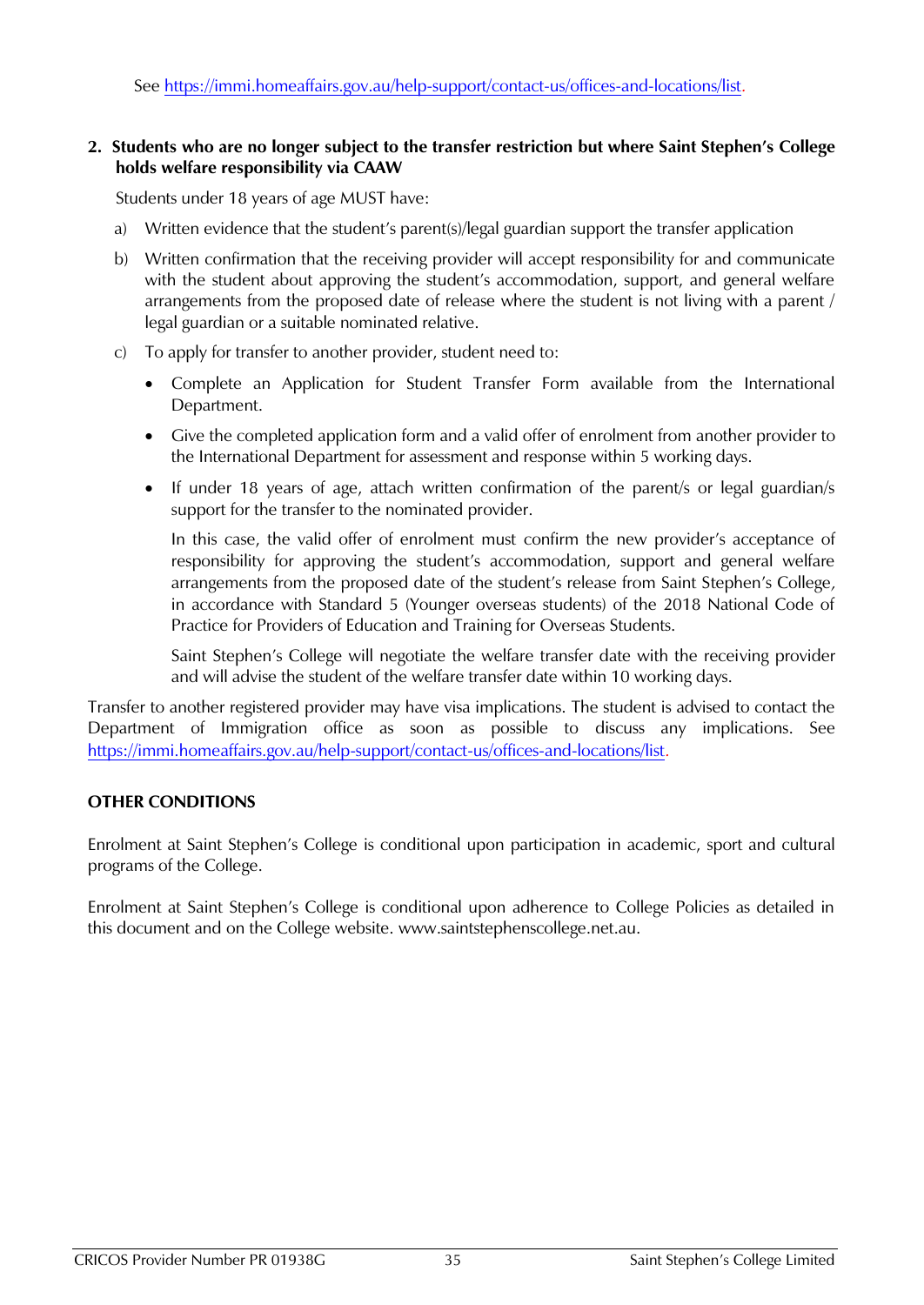See https://immi.homeaffairs.gov.au/help-support/contact-us/offices-and-locations/list.

**2. Students who are no longer subject to the transfer restriction but where Saint Stephen's College holds welfare responsibility via CAAW**

Students under 18 years of age MUST have:

a) Written evidence that the student's parent(s)/legal guardian support the transfer application

b) Written confirmation that the receiving provider will accept responsibility for and communicate with the student about approving the student's accommodation, support, and general welfare arrangements from the proposed date of release where the student is not living with a parent / legal guardian or a suitable nominated relative.

c) To apply for transfer to another provider, student need to:

- Complete an Application for Student Transfer Form available from the International Department.
- Give the completed application form and a valid offer of enrolment from another provider to the International Department for assessment and response within 5 working days.
- If under 18 years of age, attach written confirmation of the parent/s or legal guardian/s support for the transfer to the nominated provider.

  In this case, the valid offer of enrolment must confirm the new provider's acceptance of responsibility for approving the student's accommodation, support and general welfare arrangements from the proposed date of the student's release from Saint Stephen's College, in accordance with Standard 5 (Younger overseas students) of the 2018 National Code of Practice for Providers of Education and Training for Overseas Students.

  Saint Stephen's College will negotiate the welfare transfer date with the receiving provider and will advise the student of the welfare transfer date within 10 working days.

Transfer to another registered provider may have visa implications. The student is advised to contact the Department of Immigration office as soon as possible to discuss any implications. See https://immi.homeaffairs.gov.au/help-support/contact-us/offices-and-locations/list.

## OTHER CONDITIONS

Enrolment at Saint Stephen's College is conditional upon participation in academic, sport and cultural programs of the College.

Enrolment at Saint Stephen's College is conditional upon adherence to College Policies as detailed in this document and on the College website. www.saintstephenscollege.net.au.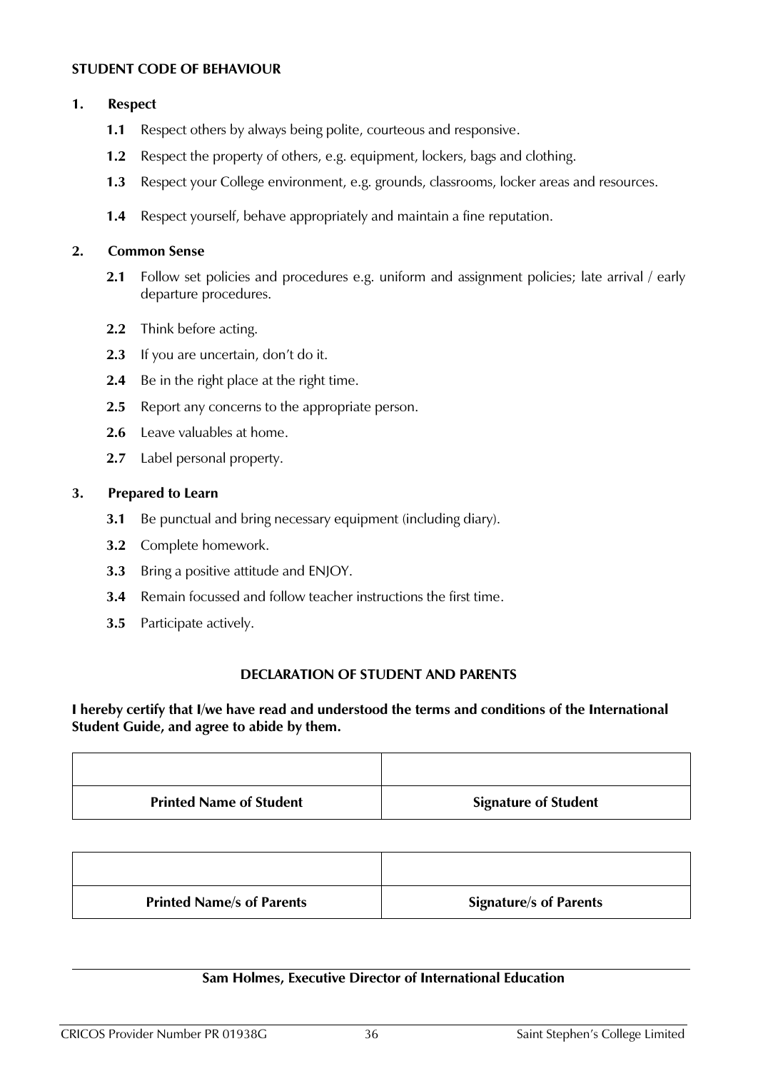## STUDENT CODE OF BEHAVIOUR

### 1. Respect

- **1.1** Respect others by always being polite, courteous and responsive.
- **1.2** Respect the property of others, e.g. equipment, lockers, bags and clothing.
- **1.3** Respect your College environment, e.g. grounds, classrooms, locker areas and resources.
- **1.4** Respect yourself, behave appropriately and maintain a fine reputation.

### 2. Common Sense

- **2.1** Follow set policies and procedures e.g. uniform and assignment policies; late arrival / early departure procedures.
- **2.2** Think before acting.
- **2.3** If you are uncertain, don't do it.
- **2.4** Be in the right place at the right time.
- **2.5** Report any concerns to the appropriate person.
- **2.6** Leave valuables at home.
- **2.7** Label personal property.

### 3. Prepared to Learn

- **3.1** Be punctual and bring necessary equipment (including diary).
- **3.2** Complete homework.
- **3.3** Bring a positive attitude and ENJOY.
- **3.4** Remain focussed and follow teacher instructions the first time.
- **3.5** Participate actively.

## DECLARATION OF STUDENT AND PARENTS

**I hereby certify that I/we have read and understood the terms and conditions of the International Student Guide, and agree to abide by them.**

| | |
|---|---|
| | |
| **Printed Name of Student** | **Signature of Student** |

| | |
|---|---|
| | |
| **Printed Name/s of Parents** | **Signature/s of Parents** |

---

**Sam Holmes, Executive Director of International Education**